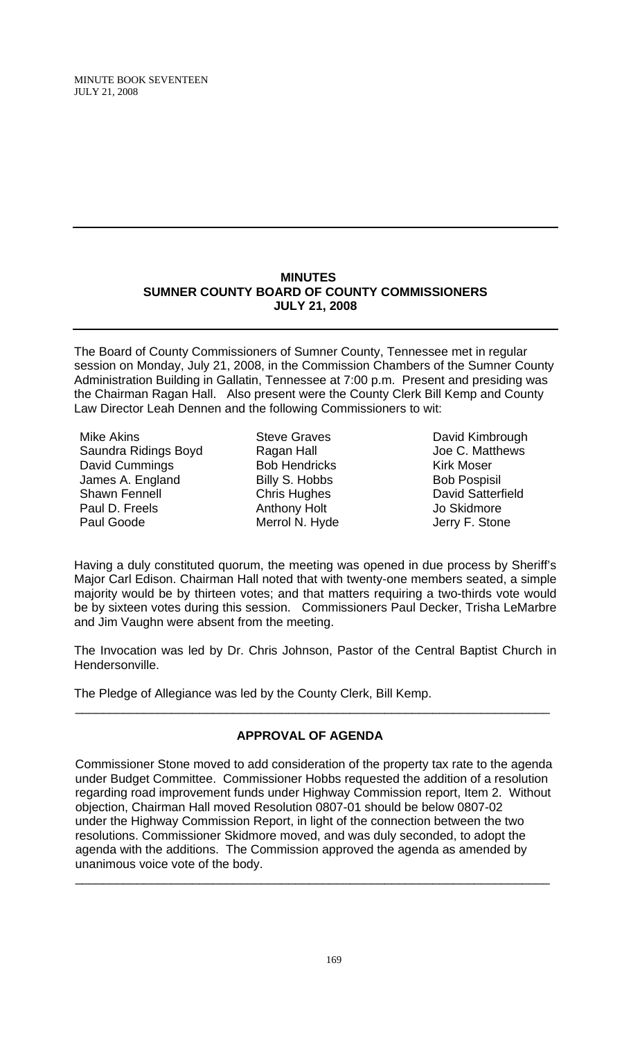## MINUTES
## SUMNER COUNTY BOARD OF COUNTY COMMISSIONERS
## JULY 21, 2008

The Board of County Commissioners of Sumner County, Tennessee met in regular session on Monday, July 21, 2008, in the Commission Chambers of the Sumner County Administration Building in Gallatin, Tennessee at 7:00 p.m. Present and presiding was the Chairman Ragan Hall. Also present were the County Clerk Bill Kemp and County Law Director Leah Dennen and the following Commissioners to wit:

| | | |
|---|---|---|
| Mike Akins | Steve Graves | David Kimbrough |
| Saundra Ridings Boyd | Ragan Hall | Joe C. Matthews |
| David Cummings | Bob Hendricks | Kirk Moser |
| James A. England | Billy S. Hobbs | Bob Pospisil |
| Shawn Fennell | Chris Hughes | David Satterfield |
| Paul D. Freels | Anthony Holt | Jo Skidmore |
| Paul Goode | Merrol N. Hyde | Jerry F. Stone |

Having a duly constituted quorum, the meeting was opened in due process by Sheriff's Major Carl Edison. Chairman Hall noted that with twenty-one members seated, a simple majority would be by thirteen votes; and that matters requiring a two-thirds vote would be by sixteen votes during this session. Commissioners Paul Decker, Trisha LeMarbre and Jim Vaughn were absent from the meeting.

The Invocation was led by Dr. Chris Johnson, Pastor of the Central Baptist Church in Hendersonville.

The Pledge of Allegiance was led by the County Clerk, Bill Kemp.

---

### APPROVAL OF AGENDA

Commissioner Stone moved to add consideration of the property tax rate to the agenda under Budget Committee. Commissioner Hobbs requested the addition of a resolution regarding road improvement funds under Highway Commission report, Item 2. Without objection, Chairman Hall moved Resolution 0807-01 should be below 0807-02 under the Highway Commission Report, in light of the connection between the two resolutions. Commissioner Skidmore moved, and was duly seconded, to adopt the agenda with the additions. The Commission approved the agenda as amended by unanimous voice vote of the body.

---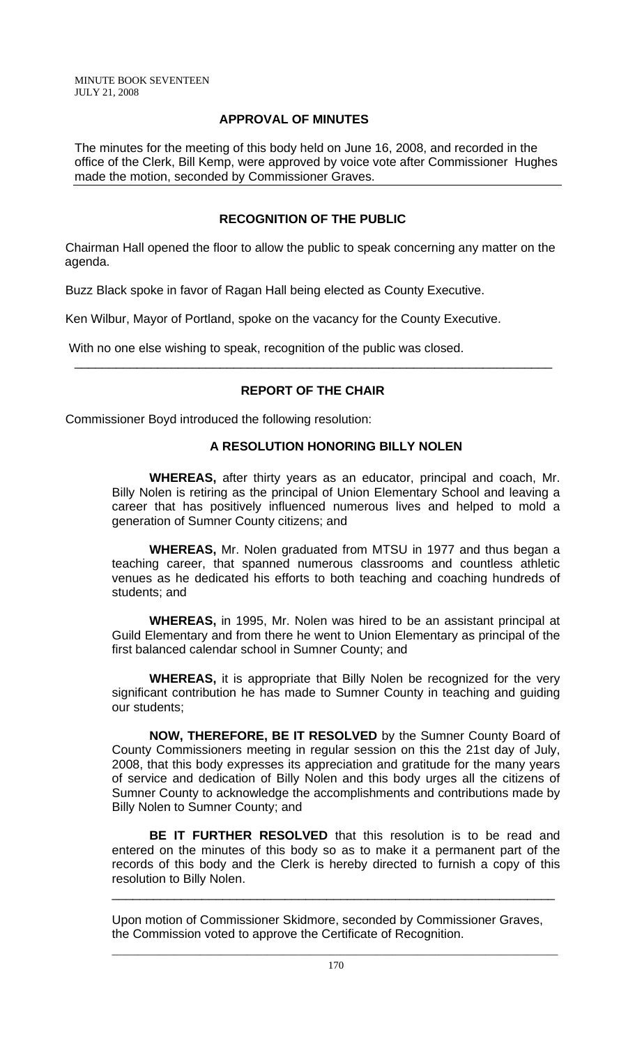## APPROVAL OF MINUTES

The minutes for the meeting of this body held on June 16, 2008, and recorded in the office of the Clerk, Bill Kemp, were approved by voice vote after Commissioner Hughes made the motion, seconded by Commissioner Graves.

## RECOGNITION OF THE PUBLIC

Chairman Hall opened the floor to allow the public to speak concerning any matter on the agenda.

Buzz Black spoke in favor of Ragan Hall being elected as County Executive.

Ken Wilbur, Mayor of Portland, spoke on the vacancy for the County Executive.

With no one else wishing to speak, recognition of the public was closed.

---

## REPORT OF THE CHAIR

Commissioner Boyd introduced the following resolution:

### A RESOLUTION HONORING BILLY NOLEN

**WHEREAS,** after thirty years as an educator, principal and coach, Mr. Billy Nolen is retiring as the principal of Union Elementary School and leaving a career that has positively influenced numerous lives and helped to mold a generation of Sumner County citizens; and

**WHEREAS,** Mr. Nolen graduated from MTSU in 1977 and thus began a teaching career, that spanned numerous classrooms and countless athletic venues as he dedicated his efforts to both teaching and coaching hundreds of students; and

**WHEREAS,** in 1995, Mr. Nolen was hired to be an assistant principal at Guild Elementary and from there he went to Union Elementary as principal of the first balanced calendar school in Sumner County; and

**WHEREAS,** it is appropriate that Billy Nolen be recognized for the very significant contribution he has made to Sumner County in teaching and guiding our students;

**NOW, THEREFORE, BE IT RESOLVED** by the Sumner County Board of County Commissioners meeting in regular session on this the 21st day of July, 2008, that this body expresses its appreciation and gratitude for the many years of service and dedication of Billy Nolen and this body urges all the citizens of Sumner County to acknowledge the accomplishments and contributions made by Billy Nolen to Sumner County; and

**BE IT FURTHER RESOLVED** that this resolution is to be read and entered on the minutes of this body so as to make it a permanent part of the records of this body and the Clerk is hereby directed to furnish a copy of this resolution to Billy Nolen.

---

Upon motion of Commissioner Skidmore, seconded by Commissioner Graves, the Commission voted to approve the Certificate of Recognition.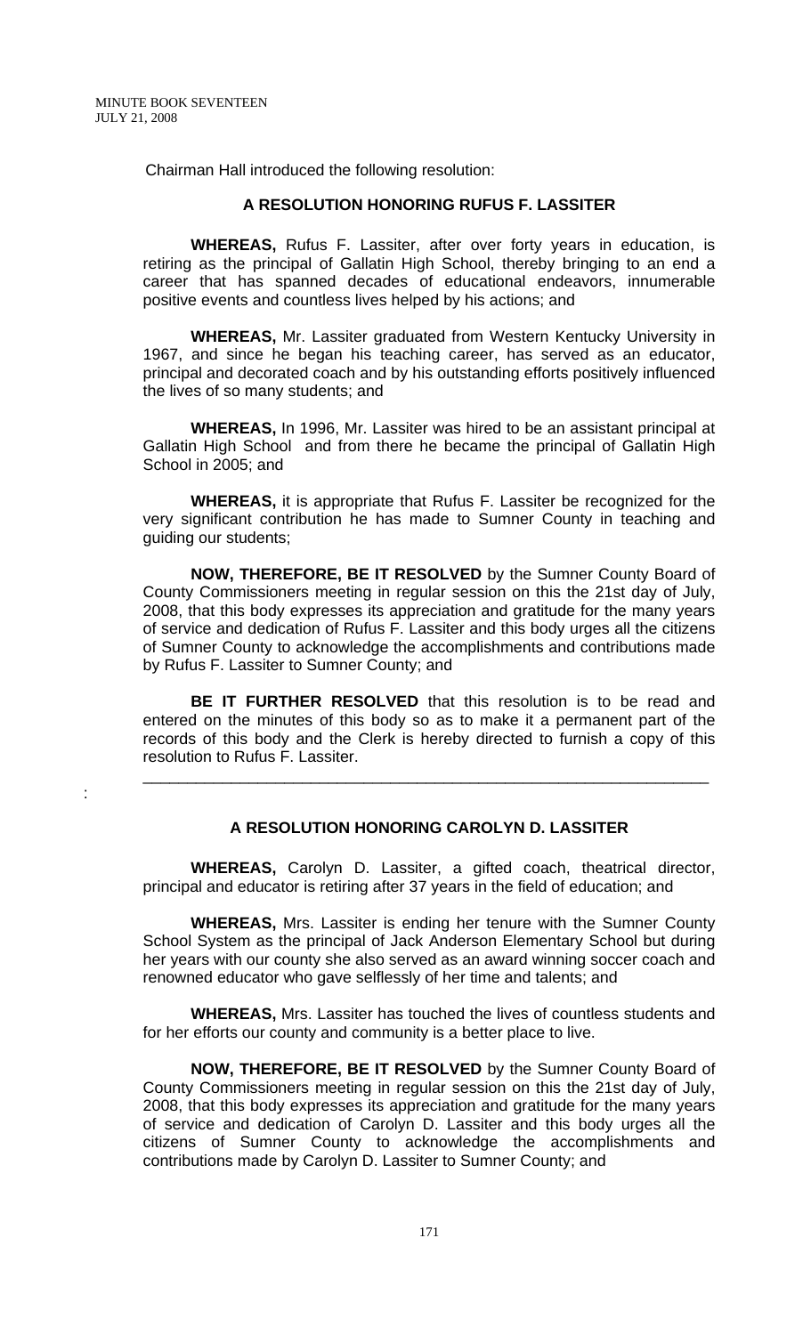Chairman Hall introduced the following resolution:

## A RESOLUTION HONORING RUFUS F. LASSITER

**WHEREAS,** Rufus F. Lassiter, after over forty years in education, is retiring as the principal of Gallatin High School, thereby bringing to an end a career that has spanned decades of educational endeavors, innumerable positive events and countless lives helped by his actions; and

**WHEREAS,** Mr. Lassiter graduated from Western Kentucky University in 1967, and since he began his teaching career, has served as an educator, principal and decorated coach and by his outstanding efforts positively influenced the lives of so many students; and

**WHEREAS,** In 1996, Mr. Lassiter was hired to be an assistant principal at Gallatin High School and from there he became the principal of Gallatin High School in 2005; and

**WHEREAS,** it is appropriate that Rufus F. Lassiter be recognized for the very significant contribution he has made to Sumner County in teaching and guiding our students;

**NOW, THEREFORE, BE IT RESOLVED** by the Sumner County Board of County Commissioners meeting in regular session on this the 21st day of July, 2008, that this body expresses its appreciation and gratitude for the many years of service and dedication of Rufus F. Lassiter and this body urges all the citizens of Sumner County to acknowledge the accomplishments and contributions made by Rufus F. Lassiter to Sumner County; and

**BE IT FURTHER RESOLVED** that this resolution is to be read and entered on the minutes of this body so as to make it a permanent part of the records of this body and the Clerk is hereby directed to furnish a copy of this resolution to Rufus F. Lassiter.

---

:

## A RESOLUTION HONORING CAROLYN D. LASSITER

**WHEREAS,** Carolyn D. Lassiter, a gifted coach, theatrical director, principal and educator is retiring after 37 years in the field of education; and

**WHEREAS,** Mrs. Lassiter is ending her tenure with the Sumner County School System as the principal of Jack Anderson Elementary School but during her years with our county she also served as an award winning soccer coach and renowned educator who gave selflessly of her time and talents; and

**WHEREAS,** Mrs. Lassiter has touched the lives of countless students and for her efforts our county and community is a better place to live.

**NOW, THEREFORE, BE IT RESOLVED** by the Sumner County Board of County Commissioners meeting in regular session on this the 21st day of July, 2008, that this body expresses its appreciation and gratitude for the many years of service and dedication of Carolyn D. Lassiter and this body urges all the citizens of Sumner County to acknowledge the accomplishments and contributions made by Carolyn D. Lassiter to Sumner County; and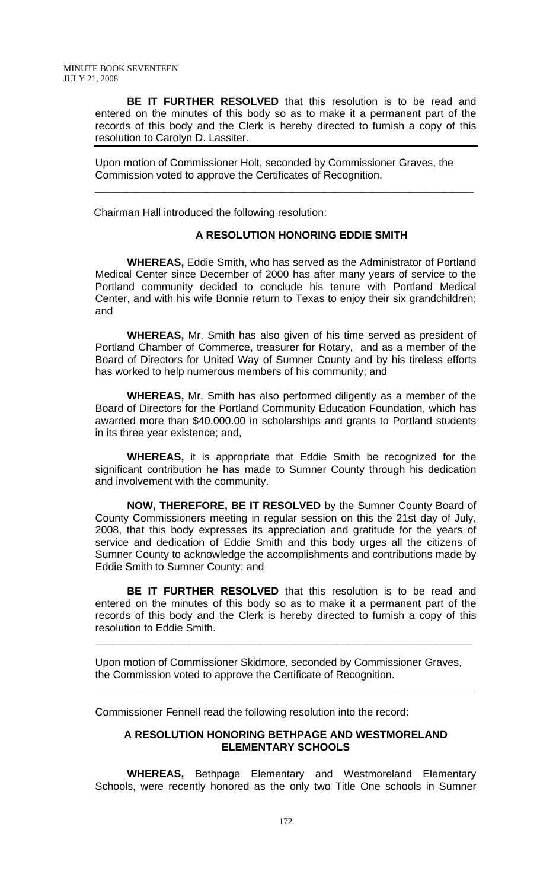**BE IT FURTHER RESOLVED** that this resolution is to be read and entered on the minutes of this body so as to make it a permanent part of the records of this body and the Clerk is hereby directed to furnish a copy of this resolution to Carolyn D. Lassiter.

---

Upon motion of Commissioner Holt, seconded by Commissioner Graves, the Commission voted to approve the Certificates of Recognition.

---

Chairman Hall introduced the following resolution:

**A RESOLUTION HONORING EDDIE SMITH**

**WHEREAS,** Eddie Smith, who has served as the Administrator of Portland Medical Center since December of 2000 has after many years of service to the Portland community decided to conclude his tenure with Portland Medical Center, and with his wife Bonnie return to Texas to enjoy their six grandchildren; and

**WHEREAS,** Mr. Smith has also given of his time served as president of Portland Chamber of Commerce, treasurer for Rotary, and as a member of the Board of Directors for United Way of Sumner County and by his tireless efforts has worked to help numerous members of his community; and

**WHEREAS,** Mr. Smith has also performed diligently as a member of the Board of Directors for the Portland Community Education Foundation, which has awarded more than $40,000.00 in scholarships and grants to Portland students in its three year existence; and,

**WHEREAS,** it is appropriate that Eddie Smith be recognized for the significant contribution he has made to Sumner County through his dedication and involvement with the community.

**NOW, THEREFORE, BE IT RESOLVED** by the Sumner County Board of County Commissioners meeting in regular session on this the 21st day of July, 2008, that this body expresses its appreciation and gratitude for the years of service and dedication of Eddie Smith and this body urges all the citizens of Sumner County to acknowledge the accomplishments and contributions made by Eddie Smith to Sumner County; and

**BE IT FURTHER RESOLVED** that this resolution is to be read and entered on the minutes of this body so as to make it a permanent part of the records of this body and the Clerk is hereby directed to furnish a copy of this resolution to Eddie Smith.

---

Upon motion of Commissioner Skidmore, seconded by Commissioner Graves, the Commission voted to approve the Certificate of Recognition.

---

Commissioner Fennell read the following resolution into the record:

**A RESOLUTION HONORING BETHPAGE AND WESTMORELAND ELEMENTARY SCHOOLS**

**WHEREAS,** Bethpage Elementary and Westmoreland Elementary Schools, were recently honored as the only two Title One schools in Sumner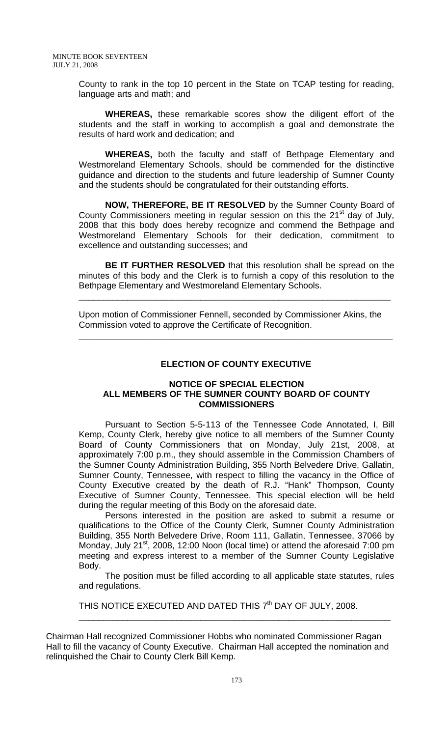County to rank in the top 10 percent in the State on TCAP testing for reading, language arts and math; and

**WHEREAS,** these remarkable scores show the diligent effort of the students and the staff in working to accomplish a goal and demonstrate the results of hard work and dedication; and

**WHEREAS,** both the faculty and staff of Bethpage Elementary and Westmoreland Elementary Schools, should be commended for the distinctive guidance and direction to the students and future leadership of Sumner County and the students should be congratulated for their outstanding efforts.

**NOW, THEREFORE, BE IT RESOLVED** by the Sumner County Board of County Commissioners meeting in regular session on this the 21st day of July, 2008 that this body does hereby recognize and commend the Bethpage and Westmoreland Elementary Schools for their dedication, commitment to excellence and outstanding successes; and

**BE IT FURTHER RESOLVED** that this resolution shall be spread on the minutes of this body and the Clerk is to furnish a copy of this resolution to the Bethpage Elementary and Westmoreland Elementary Schools.

---

Upon motion of Commissioner Fennell, seconded by Commissioner Akins, the Commission voted to approve the Certificate of Recognition.

---

## ELECTION OF COUNTY EXECUTIVE

### NOTICE OF SPECIAL ELECTION ALL MEMBERS OF THE SUMNER COUNTY BOARD OF COUNTY COMMISSIONERS

Pursuant to Section 5-5-113 of the Tennessee Code Annotated, I, Bill Kemp, County Clerk, hereby give notice to all members of the Sumner County Board of County Commissioners that on Monday, July 21st, 2008, at approximately 7:00 p.m., they should assemble in the Commission Chambers of the Sumner County Administration Building, 355 North Belvedere Drive, Gallatin, Sumner County, Tennessee, with respect to filling the vacancy in the Office of County Executive created by the death of R.J. "Hank" Thompson, County Executive of Sumner County, Tennessee. This special election will be held during the regular meeting of this Body on the aforesaid date.

Persons interested in the position are asked to submit a resume or qualifications to the Office of the County Clerk, Sumner County Administration Building, 355 North Belvedere Drive, Room 111, Gallatin, Tennessee, 37066 by Monday, July 21st, 2008, 12:00 Noon (local time) or attend the aforesaid 7:00 pm meeting and express interest to a member of the Sumner County Legislative Body.

The position must be filled according to all applicable state statutes, rules and regulations.

THIS NOTICE EXECUTED AND DATED THIS 7th DAY OF JULY, 2008.

---

Chairman Hall recognized Commissioner Hobbs who nominated Commissioner Ragan Hall to fill the vacancy of County Executive. Chairman Hall accepted the nomination and relinquished the Chair to County Clerk Bill Kemp.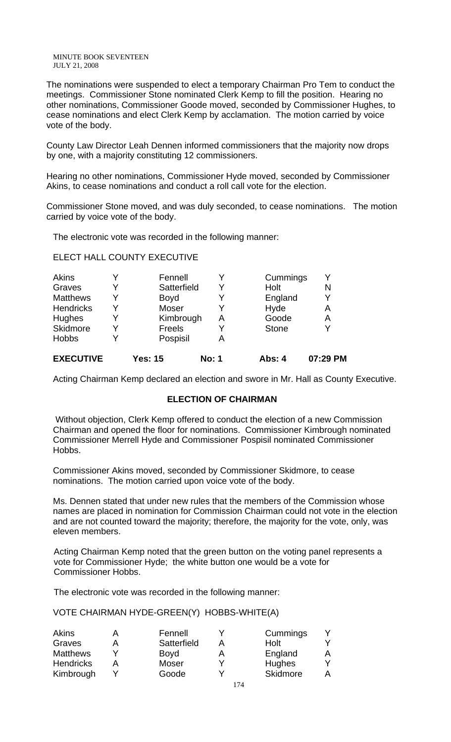The nominations were suspended to elect a temporary Chairman Pro Tem to conduct the meetings. Commissioner Stone nominated Clerk Kemp to fill the position. Hearing no other nominations, Commissioner Goode moved, seconded by Commissioner Hughes, to cease nominations and elect Clerk Kemp by acclamation. The motion carried by voice vote of the body.

County Law Director Leah Dennen informed commissioners that the majority now drops by one, with a majority constituting 12 commissioners.

Hearing no other nominations, Commissioner Hyde moved, seconded by Commissioner Akins, to cease nominations and conduct a roll call vote for the election.

Commissioner Stone moved, and was duly seconded, to cease nominations. The motion carried by voice vote of the body.

The electronic vote was recorded in the following manner:

ELECT HALL COUNTY EXECUTIVE

| | | | | | |
|---|---|---|---|---|---|
| Akins | Y | Fennell | Y | Cummings | Y |
| Graves | Y | Satterfield | Y | Holt | N |
| Matthews | Y | Boyd | Y | England | Y |
| Hendricks | Y | Moser | Y | Hyde | A |
| Hughes | Y | Kimbrough | A | Goode | A |
| Skidmore | Y | Freels | Y | Stone | Y |
| Hobbs | Y | Pospisil | A | | |

**EXECUTIVE** **Yes: 15** **No: 1** **Abs: 4** **07:29 PM**

Acting Chairman Kemp declared an election and swore in Mr. Hall as County Executive.

## ELECTION OF CHAIRMAN

Without objection, Clerk Kemp offered to conduct the election of a new Commission Chairman and opened the floor for nominations. Commissioner Kimbrough nominated Commissioner Merrell Hyde and Commissioner Pospisil nominated Commissioner Hobbs.

Commissioner Akins moved, seconded by Commissioner Skidmore, to cease nominations. The motion carried upon voice vote of the body.

Ms. Dennen stated that under new rules that the members of the Commission whose names are placed in nomination for Commission Chairman could not vote in the election and are not counted toward the majority; therefore, the majority for the vote, only, was eleven members.

Acting Chairman Kemp noted that the green button on the voting panel represents a vote for Commissioner Hyde; the white button one would be a vote for Commissioner Hobbs.

The electronic vote was recorded in the following manner:

VOTE CHAIRMAN HYDE-GREEN(Y) HOBBS-WHITE(A)

| | | | | | |
|---|---|---|---|---|---|
| Akins | A | Fennell | Y | Cummings | Y |
| Graves | A | Satterfield | A | Holt | Y |
| Matthews | Y | Boyd | A | England | A |
| Hendricks | A | Moser | Y | Hughes | Y |
| Kimbrough | Y | Goode | Y | Skidmore | A |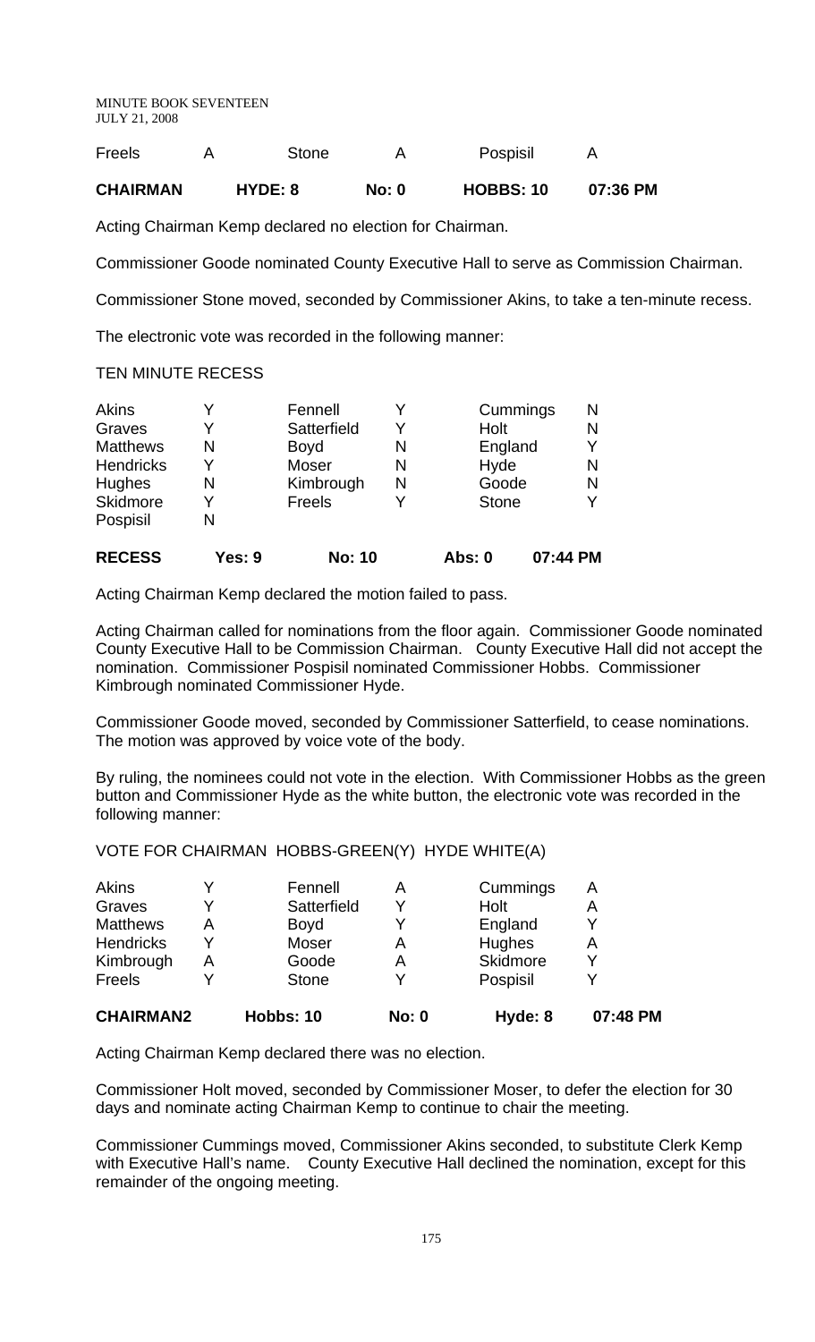| Freels | A | Stone | A | Pospisil | A |
|---|---|---|---|---|---|
| **CHAIRMAN** | **HYDE: 8** | **No: 0** | **HOBBS: 10** | **07:36 PM** | |

Acting Chairman Kemp declared no election for Chairman.

Commissioner Goode nominated County Executive Hall to serve as Commission Chairman.

Commissioner Stone moved, seconded by Commissioner Akins, to take a ten-minute recess.

The electronic vote was recorded in the following manner:

TEN MINUTE RECESS

| | | | | | |
|---|---|---|---|---|---|
| Akins | Y | Fennell | Y | Cummings | N |
| Graves | Y | Satterfield | Y | Holt | N |
| Matthews | N | Boyd | N | England | Y |
| Hendricks | Y | Moser | N | Hyde | N |
| Hughes | N | Kimbrough | N | Goode | N |
| Skidmore | Y | Freels | Y | Stone | Y |
| Pospisil | N | | | | |
| **RECESS** | **Yes: 9** | **No: 10** | | **Abs: 0** | **07:44 PM** |

Acting Chairman Kemp declared the motion failed to pass.

Acting Chairman called for nominations from the floor again. Commissioner Goode nominated County Executive Hall to be Commission Chairman. County Executive Hall did not accept the nomination. Commissioner Pospisil nominated Commissioner Hobbs. Commissioner Kimbrough nominated Commissioner Hyde.

Commissioner Goode moved, seconded by Commissioner Satterfield, to cease nominations. The motion was approved by voice vote of the body.

By ruling, the nominees could not vote in the election. With Commissioner Hobbs as the green button and Commissioner Hyde as the white button, the electronic vote was recorded in the following manner:

VOTE FOR CHAIRMAN HOBBS-GREEN(Y) HYDE WHITE(A)

| | | | | | |
|---|---|---|---|---|---|
| Akins | Y | Fennell | A | Cummings | A |
| Graves | Y | Satterfield | Y | Holt | A |
| Matthews | A | Boyd | Y | England | Y |
| Hendricks | Y | Moser | A | Hughes | A |
| Kimbrough | A | Goode | A | Skidmore | Y |
| Freels | Y | Stone | Y | Pospisil | Y |
| **CHAIRMAN2** | **Hobbs: 10** | **No: 0** | | **Hyde: 8** | **07:48 PM** |

Acting Chairman Kemp declared there was no election.

Commissioner Holt moved, seconded by Commissioner Moser, to defer the election for 30 days and nominate acting Chairman Kemp to continue to chair the meeting.

Commissioner Cummings moved, Commissioner Akins seconded, to substitute Clerk Kemp with Executive Hall's name. County Executive Hall declined the nomination, except for this remainder of the ongoing meeting.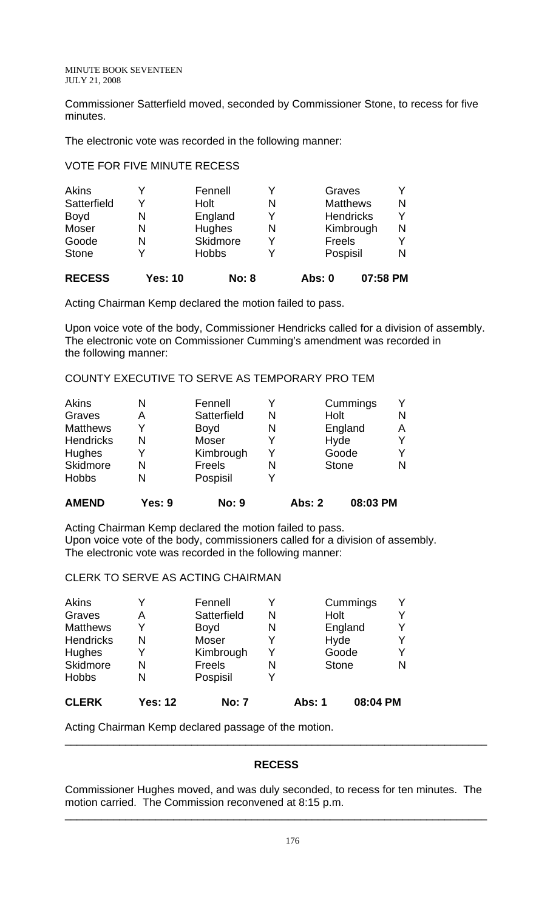Commissioner Satterfield moved, seconded by Commissioner Stone, to recess for five minutes.

The electronic vote was recorded in the following manner:

VOTE FOR FIVE MINUTE RECESS

| | | | | | |
|---|---|---|---|---|---|
| Akins | Y | Fennell | Y | Graves | Y |
| Satterfield | Y | Holt | N | Matthews | N |
| Boyd | N | England | Y | Hendricks | Y |
| Moser | N | Hughes | N | Kimbrough | N |
| Goode | N | Skidmore | Y | Freels | Y |
| Stone | Y | Hobbs | Y | Pospisil | N |
| **RECESS** | **Yes: 10** | **No: 8** | | **Abs: 0** | **07:58 PM** |

Acting Chairman Kemp declared the motion failed to pass.

Upon voice vote of the body, Commissioner Hendricks called for a division of assembly. The electronic vote on Commissioner Cumming's amendment was recorded in the following manner:

COUNTY EXECUTIVE TO SERVE AS TEMPORARY PRO TEM

| | | | | | |
|---|---|---|---|---|---|
| Akins | N | Fennell | Y | Cummings | Y |
| Graves | A | Satterfield | N | Holt | N |
| Matthews | Y | Boyd | N | England | A |
| Hendricks | N | Moser | Y | Hyde | Y |
| Hughes | Y | Kimbrough | Y | Goode | Y |
| Skidmore | N | Freels | N | Stone | N |
| Hobbs | N | Pospisil | Y | | |
| **AMEND** | **Yes: 9** | **No: 9** | | **Abs: 2** | **08:03 PM** |

Acting Chairman Kemp declared the motion failed to pass.
Upon voice vote of the body, commissioners called for a division of assembly. The electronic vote was recorded in the following manner:

CLERK TO SERVE AS ACTING CHAIRMAN

| | | | | | |
|---|---|---|---|---|---|
| Akins | Y | Fennell | Y | Cummings | Y |
| Graves | A | Satterfield | N | Holt | Y |
| Matthews | Y | Boyd | N | England | Y |
| Hendricks | N | Moser | Y | Hyde | Y |
| Hughes | Y | Kimbrough | Y | Goode | Y |
| Skidmore | N | Freels | N | Stone | N |
| Hobbs | N | Pospisil | Y | | |
| **CLERK** | **Yes: 12** | **No: 7** | | **Abs: 1** | **08:04 PM** |

Acting Chairman Kemp declared passage of the motion.

---

## RECESS

Commissioner Hughes moved, and was duly seconded, to recess for ten minutes. The motion carried. The Commission reconvened at 8:15 p.m.

---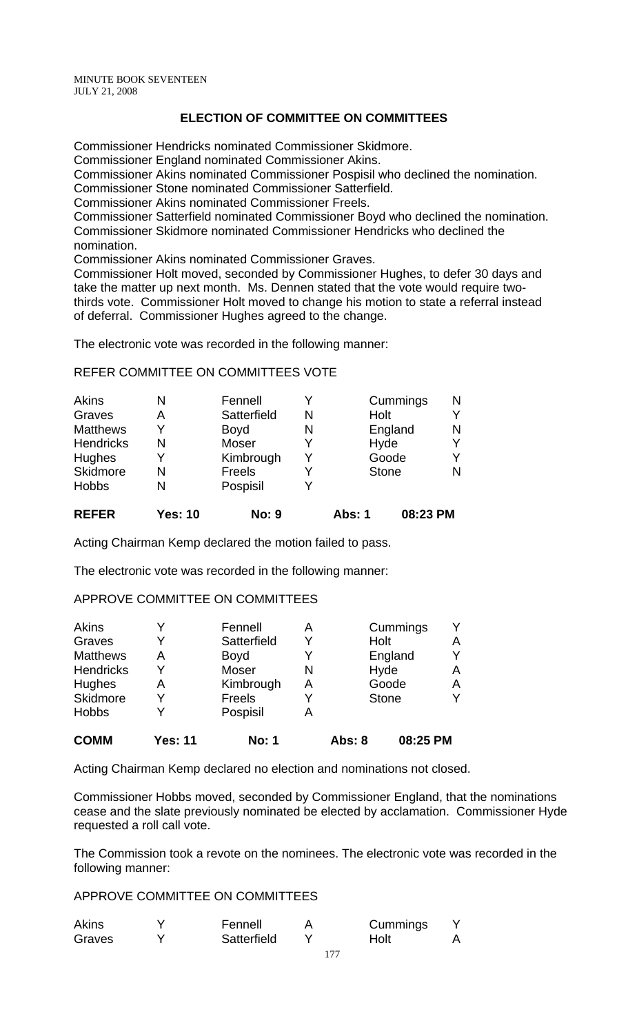## ELECTION OF COMMITTEE ON COMMITTEES

Commissioner Hendricks nominated Commissioner Skidmore.
Commissioner England nominated Commissioner Akins.
Commissioner Akins nominated Commissioner Pospisil who declined the nomination.
Commissioner Stone nominated Commissioner Satterfield.
Commissioner Akins nominated Commissioner Freels.
Commissioner Satterfield nominated Commissioner Boyd who declined the nomination.
Commissioner Skidmore nominated Commissioner Hendricks who declined the nomination.
Commissioner Akins nominated Commissioner Graves.
Commissioner Holt moved, seconded by Commissioner Hughes, to defer 30 days and take the matter up next month. Ms. Dennen stated that the vote would require two-thirds vote. Commissioner Holt moved to change his motion to state a referral instead of deferral. Commissioner Hughes agreed to the change.

The electronic vote was recorded in the following manner:

REFER COMMITTEE ON COMMITTEES VOTE

| | | | | | |
|---|---|---|---|---|---|
| Akins | N | Fennell | Y | Cummings | N |
| Graves | A | Satterfield | N | Holt | Y |
| Matthews | Y | Boyd | N | England | N |
| Hendricks | N | Moser | Y | Hyde | Y |
| Hughes | Y | Kimbrough | Y | Goode | Y |
| Skidmore | N | Freels | Y | Stone | N |
| Hobbs | N | Pospisil | Y | | |
| **REFER** | **Yes: 10** | **No: 9** | | **Abs: 1** | **08:23 PM** |

Acting Chairman Kemp declared the motion failed to pass.

The electronic vote was recorded in the following manner:

APPROVE COMMITTEE ON COMMITTEES

| | | | | | |
|---|---|---|---|---|---|
| Akins | Y | Fennell | A | Cummings | Y |
| Graves | Y | Satterfield | Y | Holt | A |
| Matthews | A | Boyd | Y | England | Y |
| Hendricks | Y | Moser | N | Hyde | A |
| Hughes | A | Kimbrough | A | Goode | A |
| Skidmore | Y | Freels | Y | Stone | Y |
| Hobbs | Y | Pospisil | A | | |
| **COMM** | **Yes: 11** | **No: 1** | | **Abs: 8** | **08:25 PM** |

Acting Chairman Kemp declared no election and nominations not closed.

Commissioner Hobbs moved, seconded by Commissioner England, that the nominations cease and the slate previously nominated be elected by acclamation. Commissioner Hyde requested a roll call vote.

The Commission took a revote on the nominees. The electronic vote was recorded in the following manner:

APPROVE COMMITTEE ON COMMITTEES

| | | | | | |
|---|---|---|---|---|---|
| Akins | Y | Fennell | A | Cummings | Y |
| Graves | Y | Satterfield | Y | Holt | A |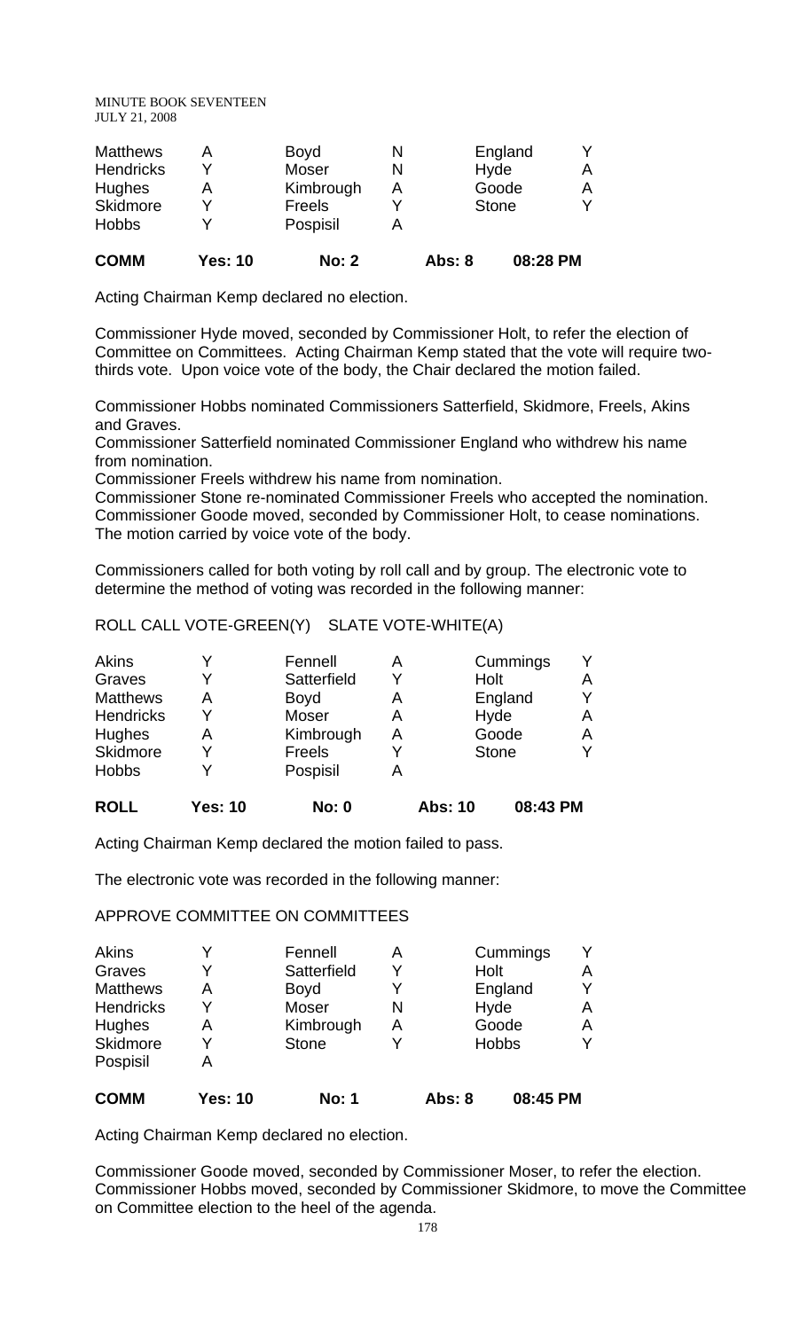| | | | | | |
|---|---|---|---|---|---|
| Matthews | A | Boyd | N | England | Y |
| Hendricks | Y | Moser | N | Hyde | A |
| Hughes | A | Kimbrough | A | Goode | A |
| Skidmore | Y | Freels | Y | Stone | Y |
| Hobbs | Y | Pospisil | A | | |
| **COMM** | **Yes: 10** | **No: 2** | **Abs: 8** | **08:28 PM** | |

Acting Chairman Kemp declared no election.

Commissioner Hyde moved, seconded by Commissioner Holt, to refer the election of Committee on Committees. Acting Chairman Kemp stated that the vote will require two-thirds vote. Upon voice vote of the body, the Chair declared the motion failed.

Commissioner Hobbs nominated Commissioners Satterfield, Skidmore, Freels, Akins and Graves.

Commissioner Satterfield nominated Commissioner England who withdrew his name from nomination.

Commissioner Freels withdrew his name from nomination.

Commissioner Stone re-nominated Commissioner Freels who accepted the nomination.

Commissioner Goode moved, seconded by Commissioner Holt, to cease nominations. The motion carried by voice vote of the body.

Commissioners called for both voting by roll call and by group. The electronic vote to determine the method of voting was recorded in the following manner:

ROLL CALL VOTE-GREEN(Y) SLATE VOTE-WHITE(A)

| | | | | | |
|---|---|---|---|---|---|
| Akins | Y | Fennell | A | Cummings | Y |
| Graves | Y | Satterfield | Y | Holt | A |
| Matthews | A | Boyd | A | England | Y |
| Hendricks | Y | Moser | A | Hyde | A |
| Hughes | A | Kimbrough | A | Goode | A |
| Skidmore | Y | Freels | Y | Stone | Y |
| Hobbs | Y | Pospisil | A | | |
| **ROLL** | **Yes: 10** | **No: 0** | **Abs: 10** | **08:43 PM** | |

Acting Chairman Kemp declared the motion failed to pass.

The electronic vote was recorded in the following manner:

APPROVE COMMITTEE ON COMMITTEES

| | | | | | |
|---|---|---|---|---|---|
| Akins | Y | Fennell | A | Cummings | Y |
| Graves | Y | Satterfield | Y | Holt | A |
| Matthews | A | Boyd | Y | England | Y |
| Hendricks | Y | Moser | N | Hyde | A |
| Hughes | A | Kimbrough | A | Goode | A |
| Skidmore | Y | Stone | Y | Hobbs | Y |
| Pospisil | A | | | | |
| **COMM** | **Yes: 10** | **No: 1** | **Abs: 8** | **08:45 PM** | |

Acting Chairman Kemp declared no election.

Commissioner Goode moved, seconded by Commissioner Moser, to refer the election. Commissioner Hobbs moved, seconded by Commissioner Skidmore, to move the Committee on Committee election to the heel of the agenda.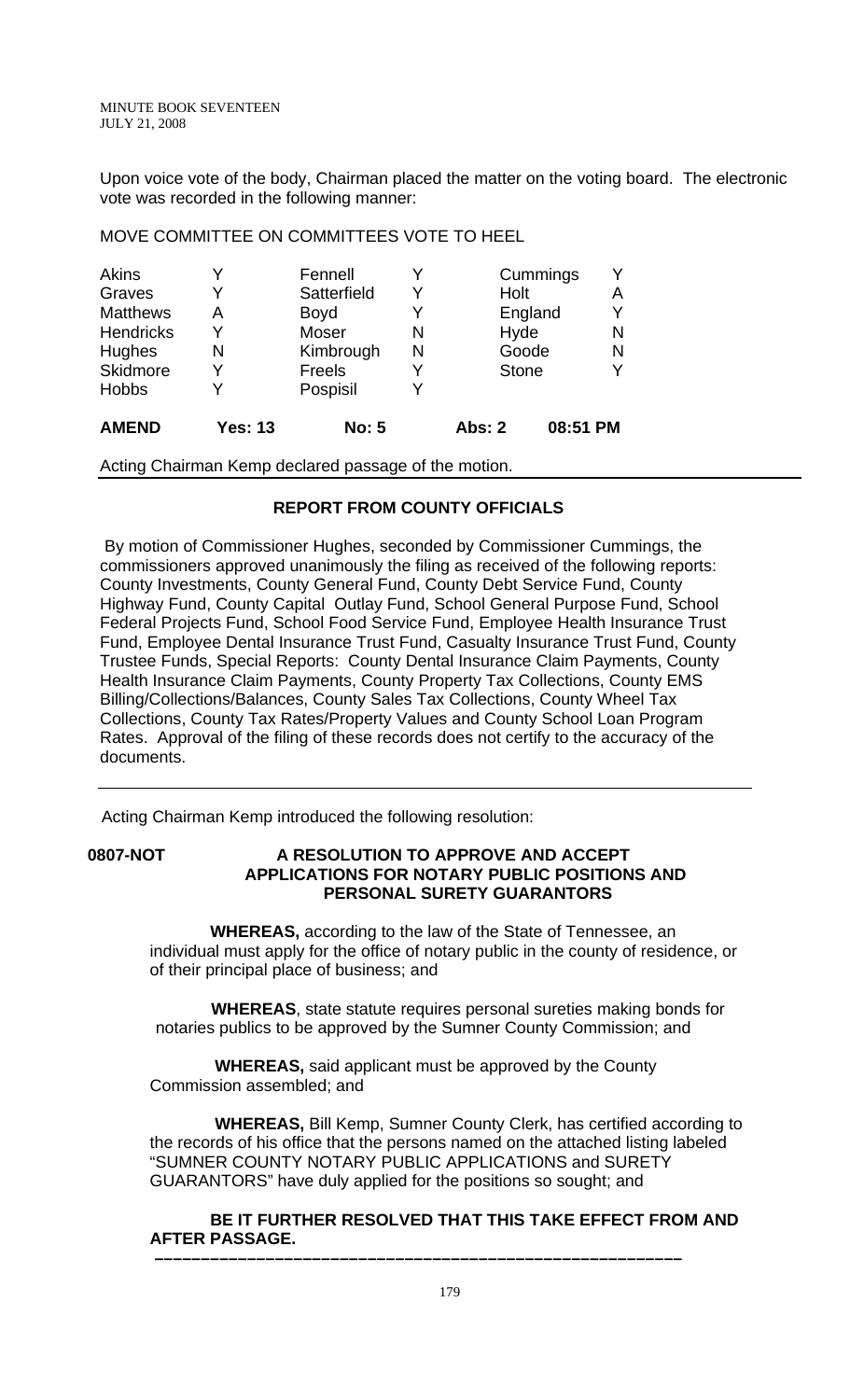Upon voice vote of the body, Chairman placed the matter on the voting board. The electronic vote was recorded in the following manner:

MOVE COMMITTEE ON COMMITTEES VOTE TO HEEL

| | | | | | |
|---|---|---|---|---|---|
| Akins | Y | Fennell | Y | Cummings | Y |
| Graves | Y | Satterfield | Y | Holt | A |
| Matthews | A | Boyd | Y | England | Y |
| Hendricks | Y | Moser | N | Hyde | N |
| Hughes | N | Kimbrough | N | Goode | N |
| Skidmore | Y | Freels | Y | Stone | Y |
| Hobbs | Y | Pospisil | Y | | |
| **AMEND** | **Yes: 13** | **No: 5** | | **Abs: 2** | **08:51 PM** |

Acting Chairman Kemp declared passage of the motion.

## REPORT FROM COUNTY OFFICIALS

By motion of Commissioner Hughes, seconded by Commissioner Cummings, the commissioners approved unanimously the filing as received of the following reports: County Investments, County General Fund, County Debt Service Fund, County Highway Fund, County Capital Outlay Fund, School General Purpose Fund, School Federal Projects Fund, School Food Service Fund, Employee Health Insurance Trust Fund, Employee Dental Insurance Trust Fund, Casualty Insurance Trust Fund, County Trustee Funds, Special Reports: County Dental Insurance Claim Payments, County Health Insurance Claim Payments, County Property Tax Collections, County EMS Billing/Collections/Balances, County Sales Tax Collections, County Wheel Tax Collections, County Tax Rates/Property Values and County School Loan Program Rates. Approval of the filing of these records does not certify to the accuracy of the documents.

Acting Chairman Kemp introduced the following resolution:

**0807-NOT** **A RESOLUTION TO APPROVE AND ACCEPT APPLICATIONS FOR NOTARY PUBLIC POSITIONS AND PERSONAL SURETY GUARANTORS**

**WHEREAS,** according to the law of the State of Tennessee, an individual must apply for the office of notary public in the county of residence, or of their principal place of business; and

**WHEREAS**, state statute requires personal sureties making bonds for notaries publics to be approved by the Sumner County Commission; and

**WHEREAS,** said applicant must be approved by the County Commission assembled; and

**WHEREAS,** Bill Kemp, Sumner County Clerk, has certified according to the records of his office that the persons named on the attached listing labeled "SUMNER COUNTY NOTARY PUBLIC APPLICATIONS and SURETY GUARANTORS" have duly applied for the positions so sought; and

**BE IT FURTHER RESOLVED THAT THIS TAKE EFFECT FROM AND AFTER PASSAGE.**

**\_\_\_\_\_\_\_\_\_\_\_\_\_\_\_\_\_\_\_\_\_\_\_\_\_\_\_\_\_\_\_\_\_\_\_\_\_\_\_\_\_\_\_\_\_\_\_\_\_\_\_\_\_\_\_\_\_\_\_\_**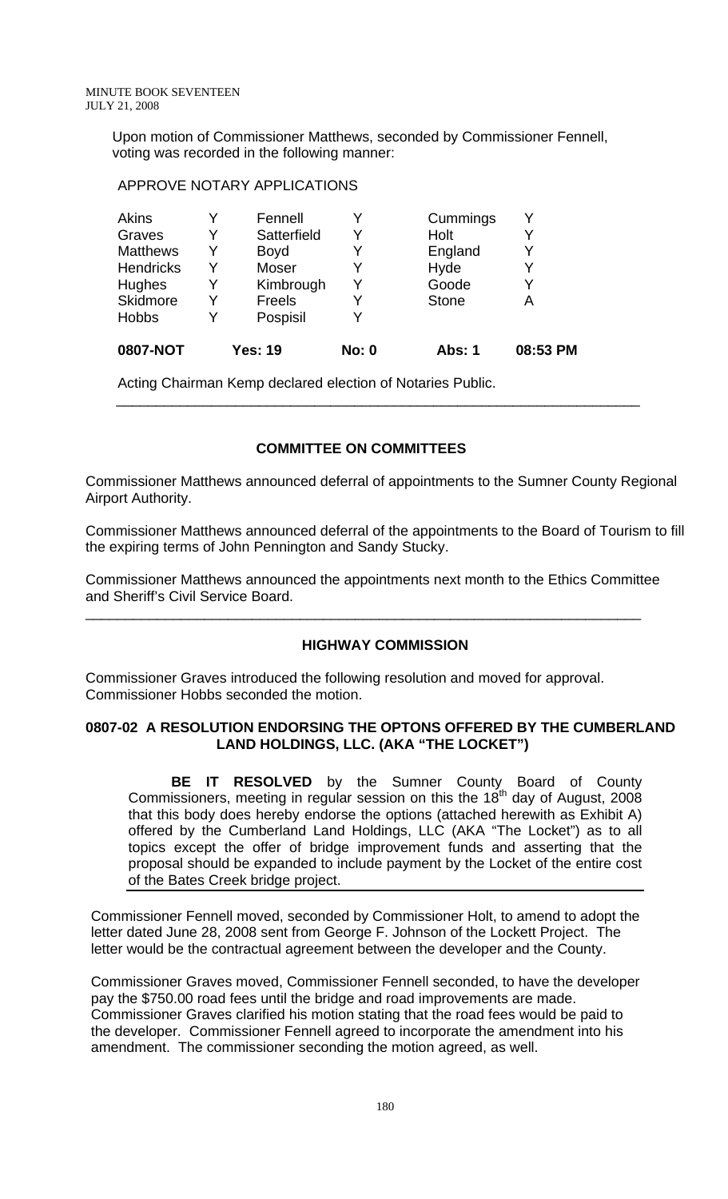Upon motion of Commissioner Matthews, seconded by Commissioner Fennell, voting was recorded in the following manner:

APPROVE NOTARY APPLICATIONS

| | | | | | |
|---|---|---|---|---|---|
| Akins | Y | Fennell | Y | Cummings | Y |
| Graves | Y | Satterfield | Y | Holt | Y |
| Matthews | Y | Boyd | Y | England | Y |
| Hendricks | Y | Moser | Y | Hyde | Y |
| Hughes | Y | Kimbrough | Y | Goode | Y |
| Skidmore | Y | Freels | Y | Stone | A |
| Hobbs | Y | Pospisil | Y | | |

**0807-NOT** **Yes: 19** **No: 0** **Abs: 1** **08:53 PM**

Acting Chairman Kemp declared election of Notaries Public.

## COMMITTEE ON COMMITTEES

Commissioner Matthews announced deferral of appointments to the Sumner County Regional Airport Authority.

Commissioner Matthews announced deferral of the appointments to the Board of Tourism to fill the expiring terms of John Pennington and Sandy Stucky.

Commissioner Matthews announced the appointments next month to the Ethics Committee and Sheriff's Civil Service Board.

## HIGHWAY COMMISSION

Commissioner Graves introduced the following resolution and moved for approval. Commissioner Hobbs seconded the motion.

### 0807-02 A RESOLUTION ENDORSING THE OPTONS OFFERED BY THE CUMBERLAND LAND HOLDINGS, LLC. (AKA "THE LOCKET")

**BE IT RESOLVED** by the Sumner County Board of County Commissioners, meeting in regular session on this the 18th day of August, 2008 that this body does hereby endorse the options (attached herewith as Exhibit A) offered by the Cumberland Land Holdings, LLC (AKA "The Locket") as to all topics except the offer of bridge improvement funds and asserting that the proposal should be expanded to include payment by the Locket of the entire cost of the Bates Creek bridge project.

Commissioner Fennell moved, seconded by Commissioner Holt, to amend to adopt the letter dated June 28, 2008 sent from George F. Johnson of the Lockett Project. The letter would be the contractual agreement between the developer and the County.

Commissioner Graves moved, Commissioner Fennell seconded, to have the developer pay the $750.00 road fees until the bridge and road improvements are made. Commissioner Graves clarified his motion stating that the road fees would be paid to the developer. Commissioner Fennell agreed to incorporate the amendment into his amendment. The commissioner seconding the motion agreed, as well.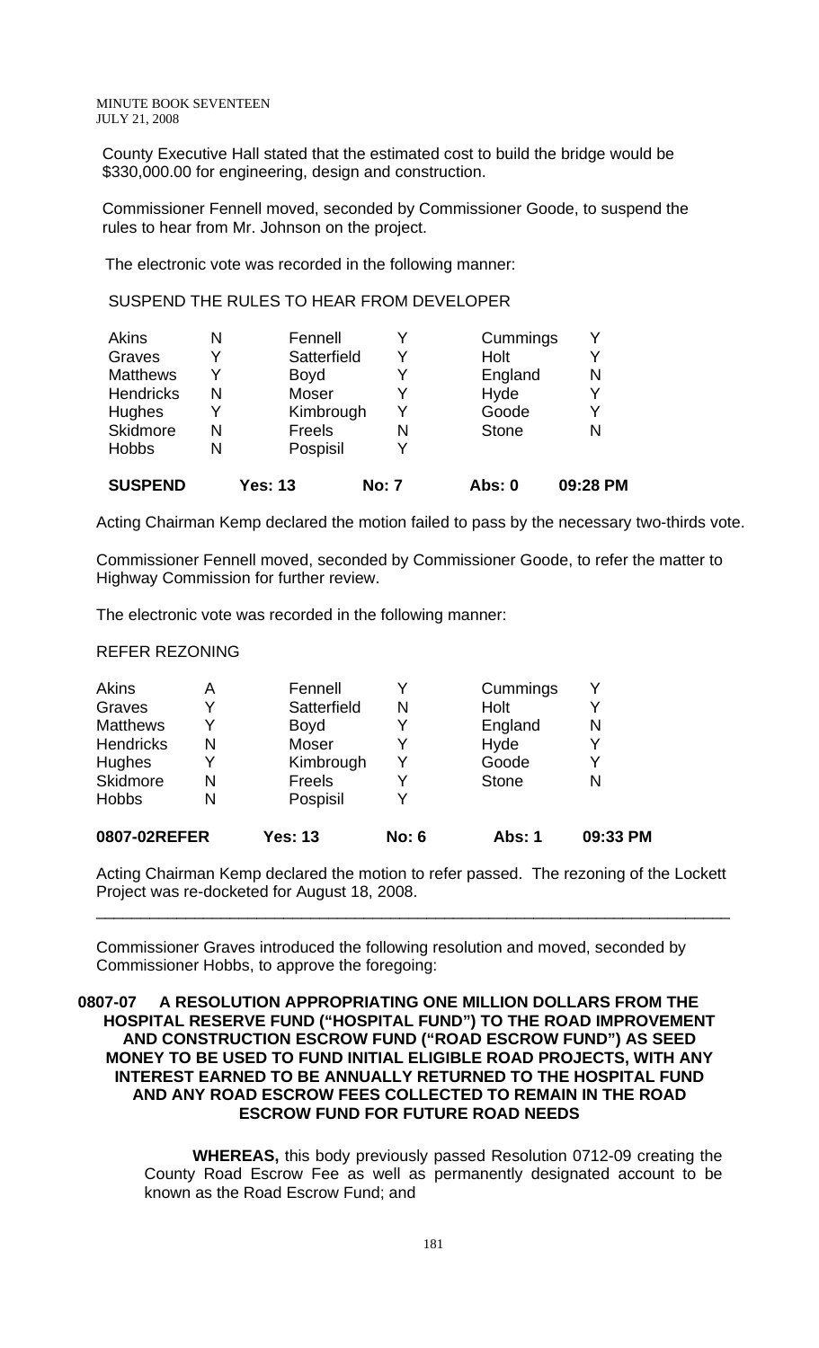County Executive Hall stated that the estimated cost to build the bridge would be $330,000.00 for engineering, design and construction.

Commissioner Fennell moved, seconded by Commissioner Goode, to suspend the rules to hear from Mr. Johnson on the project.

The electronic vote was recorded in the following manner:

SUSPEND THE RULES TO HEAR FROM DEVELOPER

| | | | | | |
|---|---|---|---|---|---|
| Akins | N | Fennell | Y | Cummings | Y |
| Graves | Y | Satterfield | Y | Holt | Y |
| Matthews | Y | Boyd | Y | England | N |
| Hendricks | N | Moser | Y | Hyde | Y |
| Hughes | Y | Kimbrough | Y | Goode | Y |
| Skidmore | N | Freels | N | Stone | N |
| Hobbs | N | Pospisil | Y | | |
| **SUSPEND** | | **Yes: 13** | **No: 7** | **Abs: 0** | **09:28 PM** |

Acting Chairman Kemp declared the motion failed to pass by the necessary two-thirds vote.

Commissioner Fennell moved, seconded by Commissioner Goode, to refer the matter to Highway Commission for further review.

The electronic vote was recorded in the following manner:

REFER REZONING

| | | | | | |
|---|---|---|---|---|---|
| Akins | A | Fennell | Y | Cummings | Y |
| Graves | Y | Satterfield | N | Holt | Y |
| Matthews | Y | Boyd | Y | England | N |
| Hendricks | N | Moser | Y | Hyde | Y |
| Hughes | Y | Kimbrough | Y | Goode | Y |
| Skidmore | N | Freels | Y | Stone | N |
| Hobbs | N | Pospisil | Y | | |
| **0807-02REFER** | | **Yes: 13** | **No: 6** | **Abs: 1** | **09:33 PM** |

Acting Chairman Kemp declared the motion to refer passed. The rezoning of the Lockett Project was re-docketed for August 18, 2008.

---

Commissioner Graves introduced the following resolution and moved, seconded by Commissioner Hobbs, to approve the foregoing:

**0807-07 A RESOLUTION APPROPRIATING ONE MILLION DOLLARS FROM THE HOSPITAL RESERVE FUND ("HOSPITAL FUND") TO THE ROAD IMPROVEMENT AND CONSTRUCTION ESCROW FUND ("ROAD ESCROW FUND") AS SEED MONEY TO BE USED TO FUND INITIAL ELIGIBLE ROAD PROJECTS, WITH ANY INTEREST EARNED TO BE ANNUALLY RETURNED TO THE HOSPITAL FUND AND ANY ROAD ESCROW FEES COLLECTED TO REMAIN IN THE ROAD ESCROW FUND FOR FUTURE ROAD NEEDS**

**WHEREAS,** this body previously passed Resolution 0712-09 creating the County Road Escrow Fee as well as permanently designated account to be known as the Road Escrow Fund; and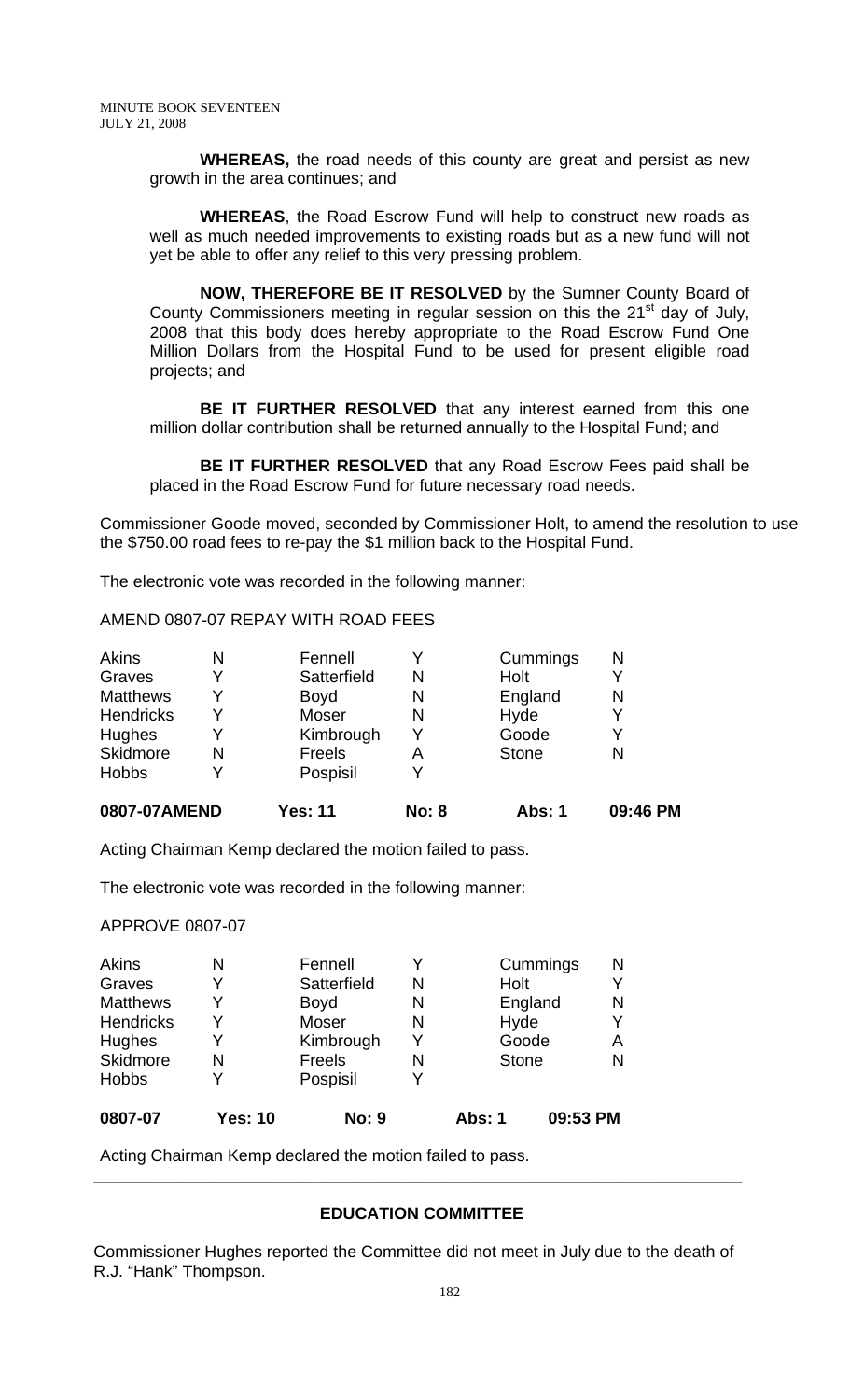**WHEREAS,** the road needs of this county are great and persist as new growth in the area continues; and

**WHEREAS**, the Road Escrow Fund will help to construct new roads as well as much needed improvements to existing roads but as a new fund will not yet be able to offer any relief to this very pressing problem.

**NOW, THEREFORE BE IT RESOLVED** by the Sumner County Board of County Commissioners meeting in regular session on this the 21st day of July, 2008 that this body does hereby appropriate to the Road Escrow Fund One Million Dollars from the Hospital Fund to be used for present eligible road projects; and

**BE IT FURTHER RESOLVED** that any interest earned from this one million dollar contribution shall be returned annually to the Hospital Fund; and

**BE IT FURTHER RESOLVED** that any Road Escrow Fees paid shall be placed in the Road Escrow Fund for future necessary road needs.

Commissioner Goode moved, seconded by Commissioner Holt, to amend the resolution to use the $750.00 road fees to re-pay the $1 million back to the Hospital Fund.

The electronic vote was recorded in the following manner:

AMEND 0807-07 REPAY WITH ROAD FEES

| | | | | | |
|---|---|---|---|---|---|
| Akins | N | Fennell | Y | Cummings | N |
| Graves | Y | Satterfield | N | Holt | Y |
| Matthews | Y | Boyd | N | England | N |
| Hendricks | Y | Moser | N | Hyde | Y |
| Hughes | Y | Kimbrough | Y | Goode | Y |
| Skidmore | N | Freels | A | Stone | N |
| Hobbs | Y | Pospisil | Y | | |

**0807-07AMEND Yes: 11 No: 8 Abs: 1 09:46 PM**

Acting Chairman Kemp declared the motion failed to pass.

The electronic vote was recorded in the following manner:

APPROVE 0807-07

| | | | | | |
|---|---|---|---|---|---|
| Akins | N | Fennell | Y | Cummings | N |
| Graves | Y | Satterfield | N | Holt | Y |
| Matthews | Y | Boyd | N | England | N |
| Hendricks | Y | Moser | N | Hyde | Y |
| Hughes | Y | Kimbrough | Y | Goode | A |
| Skidmore | N | Freels | N | Stone | N |
| Hobbs | Y | Pospisil | Y | | |

**0807-07 Yes: 10 No: 9 Abs: 1 09:53 PM**

Acting Chairman Kemp declared the motion failed to pass.

---

## EDUCATION COMMITTEE

Commissioner Hughes reported the Committee did not meet in July due to the death of R.J. "Hank" Thompson.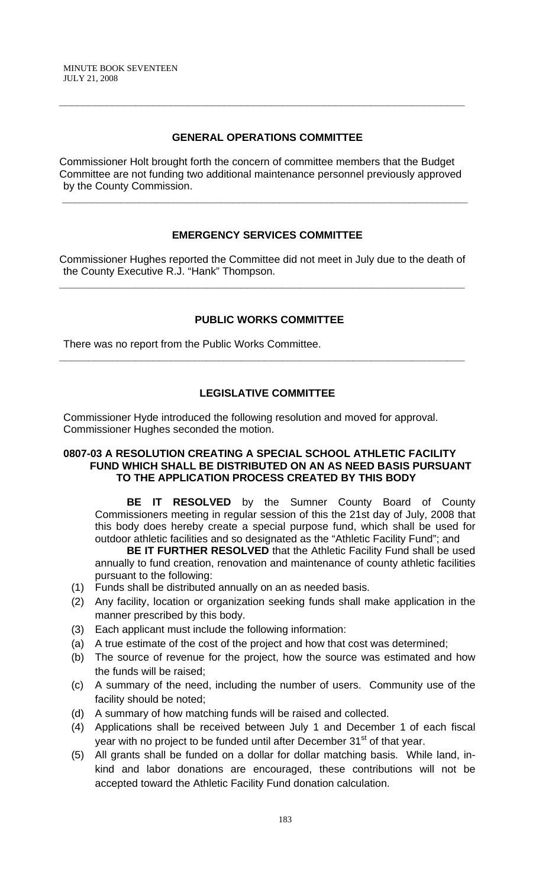## GENERAL OPERATIONS COMMITTEE

Commissioner Holt brought forth the concern of committee members that the Budget Committee are not funding two additional maintenance personnel previously approved by the County Commission.

---

## EMERGENCY SERVICES COMMITTEE

Commissioner Hughes reported the Committee did not meet in July due to the death of the County Executive R.J. "Hank" Thompson.

---

## PUBLIC WORKS COMMITTEE

There was no report from the Public Works Committee.

---

## LEGISLATIVE COMMITTEE

Commissioner Hyde introduced the following resolution and moved for approval. Commissioner Hughes seconded the motion.

### 0807-03 A RESOLUTION CREATING A SPECIAL SCHOOL ATHLETIC FACILITY FUND WHICH SHALL BE DISTRIBUTED ON AN AS NEED BASIS PURSUANT TO THE APPLICATION PROCESS CREATED BY THIS BODY

**BE IT RESOLVED** by the Sumner County Board of County Commissioners meeting in regular session of this the 21st day of July, 2008 that this body does hereby create a special purpose fund, which shall be used for outdoor athletic facilities and so designated as the "Athletic Facility Fund"; and

**BE IT FURTHER RESOLVED** that the Athletic Facility Fund shall be used annually to fund creation, renovation and maintenance of county athletic facilities pursuant to the following:

(1) Funds shall be distributed annually on an as needed basis.

(2) Any facility, location or organization seeking funds shall make application in the manner prescribed by this body.

(3) Each applicant must include the following information:

(a) A true estimate of the cost of the project and how that cost was determined;

(b) The source of revenue for the project, how the source was estimated and how the funds will be raised;

(c) A summary of the need, including the number of users. Community use of the facility should be noted;

(d) A summary of how matching funds will be raised and collected.

(4) Applications shall be received between July 1 and December 1 of each fiscal year with no project to be funded until after December 31st of that year.

(5) All grants shall be funded on a dollar for dollar matching basis. While land, in-kind and labor donations are encouraged, these contributions will not be accepted toward the Athletic Facility Fund donation calculation.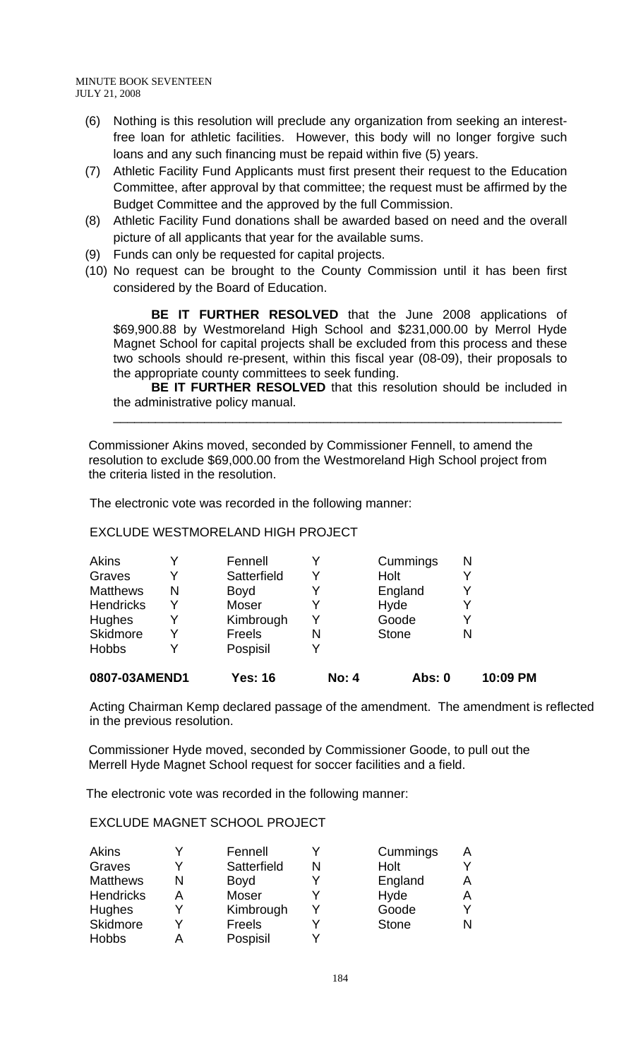(6) Nothing is this resolution will preclude any organization from seeking an interest-free loan for athletic facilities. However, this body will no longer forgive such loans and any such financing must be repaid within five (5) years.

(7) Athletic Facility Fund Applicants must first present their request to the Education Committee, after approval by that committee; the request must be affirmed by the Budget Committee and the approved by the full Commission.

(8) Athletic Facility Fund donations shall be awarded based on need and the overall picture of all applicants that year for the available sums.

(9) Funds can only be requested for capital projects.

(10) No request can be brought to the County Commission until it has been first considered by the Board of Education.

**BE IT FURTHER RESOLVED** that the June 2008 applications of \$69,900.88 by Westmoreland High School and \$231,000.00 by Merrol Hyde Magnet School for capital projects shall be excluded from this process and these two schools should re-present, within this fiscal year (08-09), their proposals to the appropriate county committees to seek funding.

**BE IT FURTHER RESOLVED** that this resolution should be included in the administrative policy manual.

---

Commissioner Akins moved, seconded by Commissioner Fennell, to amend the resolution to exclude \$69,000.00 from the Westmoreland High School project from the criteria listed in the resolution.

The electronic vote was recorded in the following manner:

EXCLUDE WESTMORELAND HIGH PROJECT

| | | | | | |
|---|---|---|---|---|---|
| Akins | Y | Fennell | Y | Cummings | N |
| Graves | Y | Satterfield | Y | Holt | Y |
| Matthews | N | Boyd | Y | England | Y |
| Hendricks | Y | Moser | Y | Hyde | Y |
| Hughes | Y | Kimbrough | Y | Goode | Y |
| Skidmore | Y | Freels | N | Stone | N |
| Hobbs | Y | Pospisil | Y | | |

**0807-03AMEND1 Yes: 16 No: 4 Abs: 0 10:09 PM**

Acting Chairman Kemp declared passage of the amendment. The amendment is reflected in the previous resolution.

Commissioner Hyde moved, seconded by Commissioner Goode, to pull out the Merrell Hyde Magnet School request for soccer facilities and a field.

The electronic vote was recorded in the following manner:

EXCLUDE MAGNET SCHOOL PROJECT

| | | | | | |
|---|---|---|---|---|---|
| Akins | Y | Fennell | Y | Cummings | A |
| Graves | Y | Satterfield | N | Holt | Y |
| Matthews | N | Boyd | Y | England | A |
| Hendricks | A | Moser | Y | Hyde | A |
| Hughes | Y | Kimbrough | Y | Goode | Y |
| Skidmore | Y | Freels | Y | Stone | N |
| Hobbs | A | Pospisil | Y | | |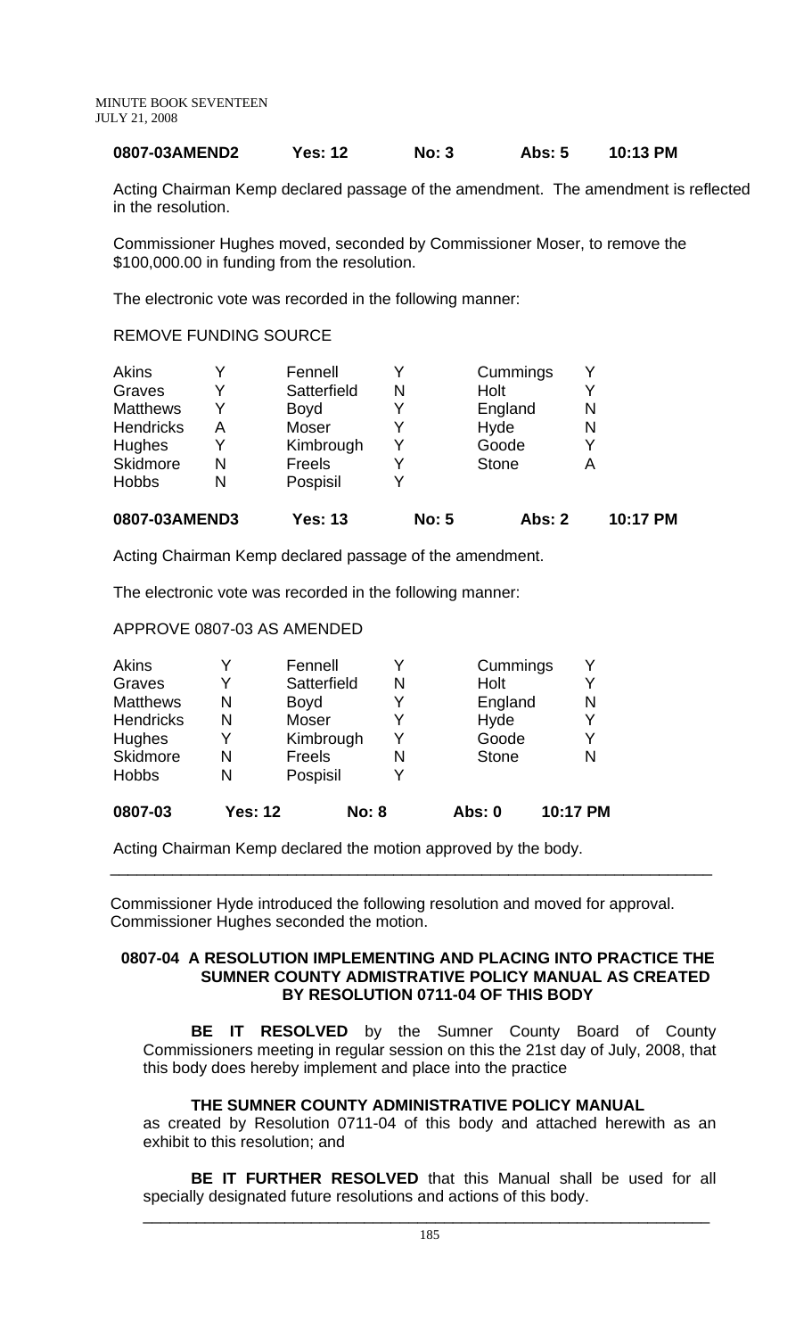**0807-03AMEND2 Yes: 12 No: 3 Abs: 5 10:13 PM**

Acting Chairman Kemp declared passage of the amendment. The amendment is reflected in the resolution.

Commissioner Hughes moved, seconded by Commissioner Moser, to remove the $100,000.00 in funding from the resolution.

The electronic vote was recorded in the following manner:

REMOVE FUNDING SOURCE

| | | | | | |
|---|---|---|---|---|---|
| Akins | Y | Fennell | Y | Cummings | Y |
| Graves | Y | Satterfield | N | Holt | Y |
| Matthews | Y | Boyd | Y | England | N |
| Hendricks | A | Moser | Y | Hyde | N |
| Hughes | Y | Kimbrough | Y | Goode | Y |
| Skidmore | N | Freels | Y | Stone | A |
| Hobbs | N | Pospisil | Y | | |

**0807-03AMEND3 Yes: 13 No: 5 Abs: 2 10:17 PM**

Acting Chairman Kemp declared passage of the amendment.

The electronic vote was recorded in the following manner:

APPROVE 0807-03 AS AMENDED

| | | | | | |
|---|---|---|---|---|---|
| Akins | Y | Fennell | Y | Cummings | Y |
| Graves | Y | Satterfield | N | Holt | Y |
| Matthews | N | Boyd | Y | England | N |
| Hendricks | N | Moser | Y | Hyde | Y |
| Hughes | Y | Kimbrough | Y | Goode | Y |
| Skidmore | N | Freels | N | Stone | N |
| Hobbs | N | Pospisil | Y | | |

**0807-03 Yes: 12 No: 8 Abs: 0 10:17 PM**

Acting Chairman Kemp declared the motion approved by the body.

---

Commissioner Hyde introduced the following resolution and moved for approval. Commissioner Hughes seconded the motion.

**0807-04 A RESOLUTION IMPLEMENTING AND PLACING INTO PRACTICE THE SUMNER COUNTY ADMISTRATIVE POLICY MANUAL AS CREATED BY RESOLUTION 0711-04 OF THIS BODY**

**BE IT RESOLVED** by the Sumner County Board of County Commissioners meeting in regular session on this the 21st day of July, 2008, that this body does hereby implement and place into the practice

**THE SUMNER COUNTY ADMINISTRATIVE POLICY MANUAL**

as created by Resolution 0711-04 of this body and attached herewith as an exhibit to this resolution; and

**BE IT FURTHER RESOLVED** that this Manual shall be used for all specially designated future resolutions and actions of this body.

---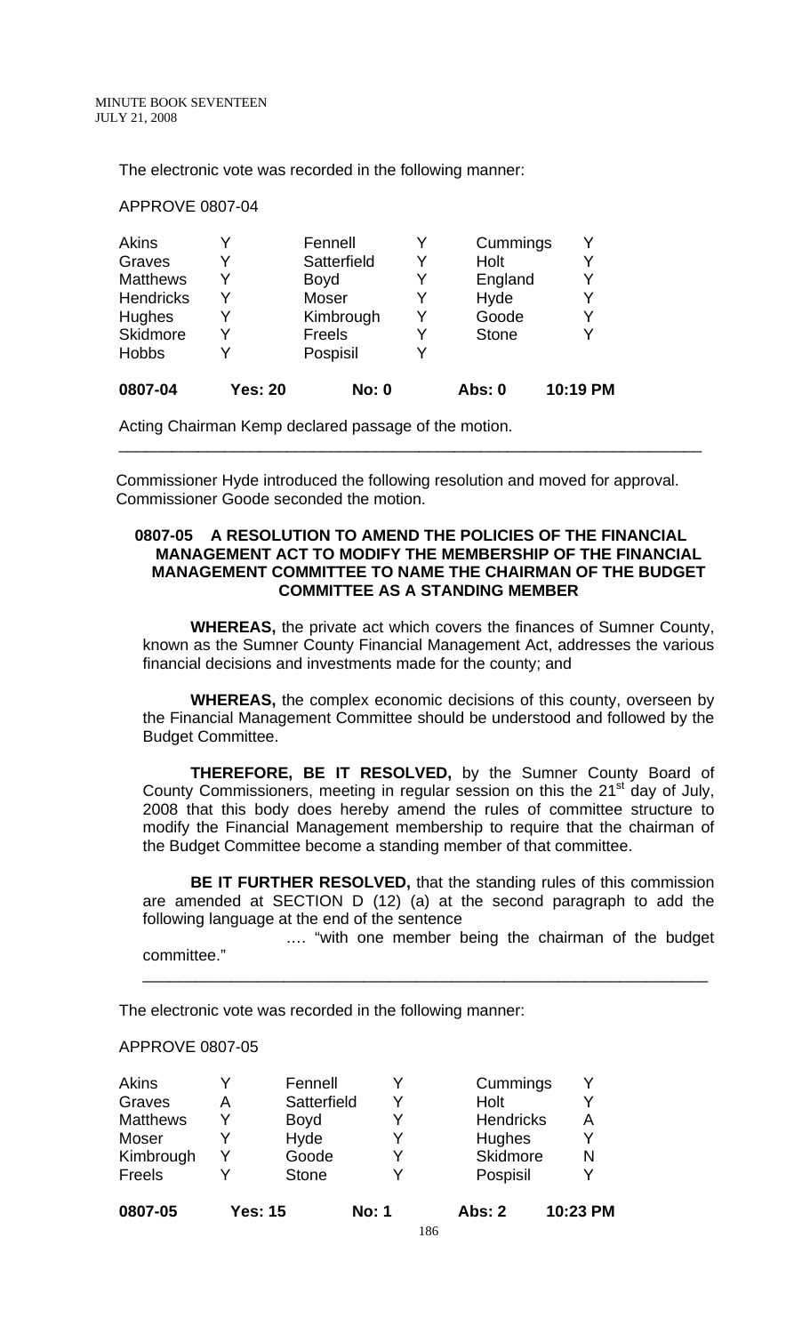The electronic vote was recorded in the following manner:

APPROVE 0807-04

| | | | | | |
|---|---|---|---|---|---|
| Akins | Y | Fennell | Y | Cummings | Y |
| Graves | Y | Satterfield | Y | Holt | Y |
| Matthews | Y | Boyd | Y | England | Y |
| Hendricks | Y | Moser | Y | Hyde | Y |
| Hughes | Y | Kimbrough | Y | Goode | Y |
| Skidmore | Y | Freels | Y | Stone | Y |
| Hobbs | Y | Pospisil | Y | | |
| **0807-04** | **Yes: 20** | **No: 0** | | **Abs: 0** | **10:19 PM** |

Acting Chairman Kemp declared passage of the motion.

---

Commissioner Hyde introduced the following resolution and moved for approval. Commissioner Goode seconded the motion.

**0807-05 A RESOLUTION TO AMEND THE POLICIES OF THE FINANCIAL MANAGEMENT ACT TO MODIFY THE MEMBERSHIP OF THE FINANCIAL MANAGEMENT COMMITTEE TO NAME THE CHAIRMAN OF THE BUDGET COMMITTEE AS A STANDING MEMBER**

**WHEREAS,** the private act which covers the finances of Sumner County, known as the Sumner County Financial Management Act, addresses the various financial decisions and investments made for the county; and

**WHEREAS,** the complex economic decisions of this county, overseen by the Financial Management Committee should be understood and followed by the Budget Committee.

**THEREFORE, BE IT RESOLVED,** by the Sumner County Board of County Commissioners, meeting in regular session on this the 21st day of July, 2008 that this body does hereby amend the rules of committee structure to modify the Financial Management membership to require that the chairman of the Budget Committee become a standing member of that committee.

**BE IT FURTHER RESOLVED,** that the standing rules of this commission are amended at SECTION D (12) (a) at the second paragraph to add the following language at the end of the sentence

…. "with one member being the chairman of the budget committee."

---

The electronic vote was recorded in the following manner:

APPROVE 0807-05

| | | | | | |
|---|---|---|---|---|---|
| Akins | Y | Fennell | Y | Cummings | Y |
| Graves | A | Satterfield | Y | Holt | Y |
| Matthews | Y | Boyd | Y | Hendricks | A |
| Moser | Y | Hyde | Y | Hughes | Y |
| Kimbrough | Y | Goode | Y | Skidmore | N |
| Freels | Y | Stone | Y | Pospisil | Y |
| **0807-05** | **Yes: 15** | **No: 1** | | **Abs: 2** | **10:23 PM** |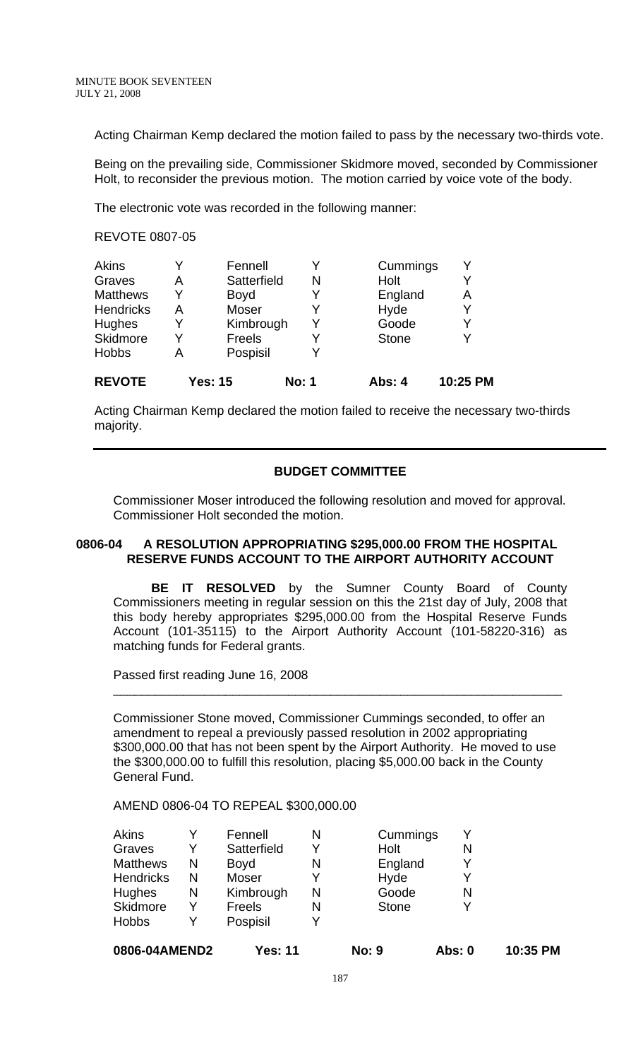Acting Chairman Kemp declared the motion failed to pass by the necessary two-thirds vote.

Being on the prevailing side, Commissioner Skidmore moved, seconded by Commissioner Holt, to reconsider the previous motion. The motion carried by voice vote of the body.

The electronic vote was recorded in the following manner:

REVOTE 0807-05

| | | | | | |
|---|---|---|---|---|---|
| Akins | Y | Fennell | Y | Cummings | Y |
| Graves | A | Satterfield | N | Holt | Y |
| Matthews | Y | Boyd | Y | England | A |
| Hendricks | A | Moser | Y | Hyde | Y |
| Hughes | Y | Kimbrough | Y | Goode | Y |
| Skidmore | Y | Freels | Y | Stone | Y |
| Hobbs | A | Pospisil | Y | | |
| **REVOTE** | **Yes: 15** | | **No: 1** | **Abs: 4** | **10:25 PM** |

Acting Chairman Kemp declared the motion failed to receive the necessary two-thirds majority.

---

## BUDGET COMMITTEE

Commissioner Moser introduced the following resolution and moved for approval. Commissioner Holt seconded the motion.

### 0806-04 A RESOLUTION APPROPRIATING $295,000.00 FROM THE HOSPITAL RESERVE FUNDS ACCOUNT TO THE AIRPORT AUTHORITY ACCOUNT

**BE IT RESOLVED** by the Sumner County Board of County Commissioners meeting in regular session on this the 21st day of July, 2008 that this body hereby appropriates $295,000.00 from the Hospital Reserve Funds Account (101-35115) to the Airport Authority Account (101-58220-316) as matching funds for Federal grants.

Passed first reading June 16, 2008

---

Commissioner Stone moved, Commissioner Cummings seconded, to offer an amendment to repeal a previously passed resolution in 2002 appropriating $300,000.00 that has not been spent by the Airport Authority. He moved to use the $300,000.00 to fulfill this resolution, placing $5,000.00 back in the County General Fund.

AMEND 0806-04 TO REPEAL $300,000.00

| | | | | | |
|---|---|---|---|---|---|
| Akins | Y | Fennell | N | Cummings | Y |
| Graves | Y | Satterfield | Y | Holt | N |
| Matthews | N | Boyd | N | England | Y |
| Hendricks | N | Moser | Y | Hyde | Y |
| Hughes | N | Kimbrough | N | Goode | N |
| Skidmore | Y | Freels | N | Stone | Y |
| Hobbs | Y | Pospisil | Y | | |
| **0806-04AMEND2** | **Yes: 11** | | **No: 9** | **Abs: 0** | **10:35 PM** |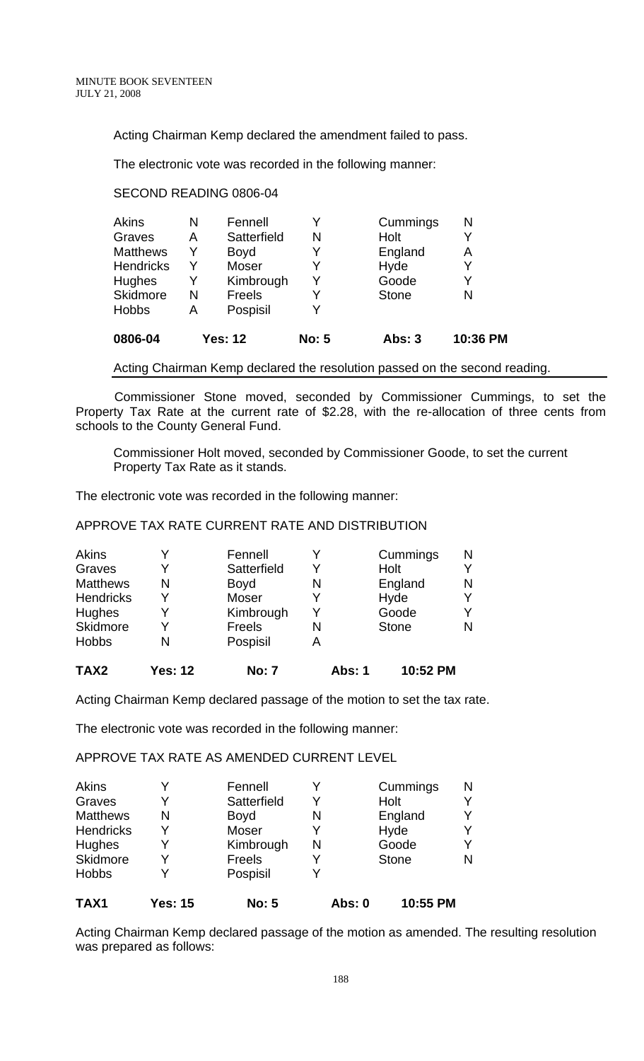Acting Chairman Kemp declared the amendment failed to pass.

The electronic vote was recorded in the following manner:

SECOND READING 0806-04

| | | | | | |
|---|---|---|---|---|---|
| Akins | N | Fennell | Y | Cummings | N |
| Graves | A | Satterfield | N | Holt | Y |
| Matthews | Y | Boyd | Y | England | A |
| Hendricks | Y | Moser | Y | Hyde | Y |
| Hughes | Y | Kimbrough | Y | Goode | Y |
| Skidmore | N | Freels | Y | Stone | N |
| Hobbs | A | Pospisil | Y | | |

**0806-04** Yes: 12 No: 5 Abs: 3 10:36 PM

Acting Chairman Kemp declared the resolution passed on the second reading.

Commissioner Stone moved, seconded by Commissioner Cummings, to set the Property Tax Rate at the current rate of $2.28, with the re-allocation of three cents from schools to the County General Fund.

Commissioner Holt moved, seconded by Commissioner Goode, to set the current Property Tax Rate as it stands.

The electronic vote was recorded in the following manner:

APPROVE TAX RATE CURRENT RATE AND DISTRIBUTION

| | | | | | |
|---|---|---|---|---|---|
| Akins | Y | Fennell | Y | Cummings | N |
| Graves | Y | Satterfield | Y | Holt | Y |
| Matthews | N | Boyd | N | England | N |
| Hendricks | Y | Moser | Y | Hyde | Y |
| Hughes | Y | Kimbrough | Y | Goode | Y |
| Skidmore | Y | Freels | N | Stone | N |
| Hobbs | N | Pospisil | A | | |

**TAX2** Yes: 12 No: 7 Abs: 1 10:52 PM

Acting Chairman Kemp declared passage of the motion to set the tax rate.

The electronic vote was recorded in the following manner:

APPROVE TAX RATE AS AMENDED CURRENT LEVEL

| | | | | | |
|---|---|---|---|---|---|
| Akins | Y | Fennell | Y | Cummings | N |
| Graves | Y | Satterfield | Y | Holt | Y |
| Matthews | N | Boyd | N | England | Y |
| Hendricks | Y | Moser | Y | Hyde | Y |
| Hughes | Y | Kimbrough | N | Goode | Y |
| Skidmore | Y | Freels | Y | Stone | N |
| Hobbs | Y | Pospisil | Y | | |

**TAX1** Yes: 15 No: 5 Abs: 0 10:55 PM

Acting Chairman Kemp declared passage of the motion as amended. The resulting resolution was prepared as follows: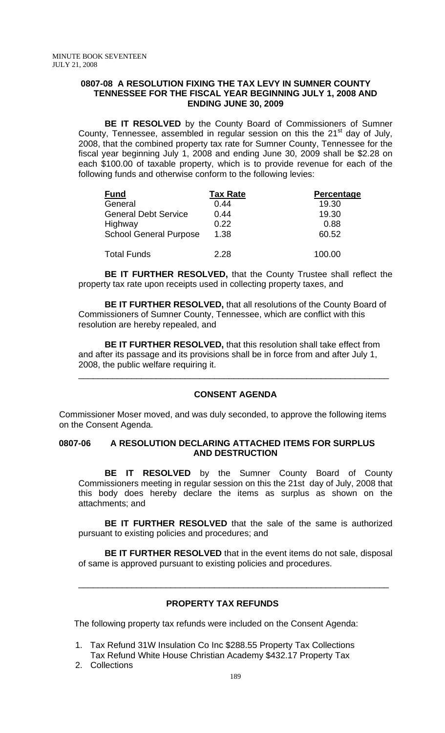**0807-08 A RESOLUTION FIXING THE TAX LEVY IN SUMNER COUNTY TENNESSEE FOR THE FISCAL YEAR BEGINNING JULY 1, 2008 AND ENDING JUNE 30, 2009**

**BE IT RESOLVED** by the County Board of Commissioners of Sumner County, Tennessee, assembled in regular session on this the 21st day of July, 2008, that the combined property tax rate for Sumner County, Tennessee for the fiscal year beginning July 1, 2008 and ending June 30, 2009 shall be $2.28 on each $100.00 of taxable property, which is to provide revenue for each of the following funds and otherwise conform to the following levies:

| Fund | Tax Rate | Percentage |
|---|---|---|
| General | 0.44 | 19.30 |
| General Debt Service | 0.44 | 19.30 |
| Highway | 0.22 | 0.88 |
| School General Purpose | 1.38 | 60.52 |
| Total Funds | 2.28 | 100.00 |

**BE IT FURTHER RESOLVED,** that the County Trustee shall reflect the property tax rate upon receipts used in collecting property taxes, and

**BE IT FURTHER RESOLVED,** that all resolutions of the County Board of Commissioners of Sumner County, Tennessee, which are conflict with this resolution are hereby repealed, and

**BE IT FURTHER RESOLVED,** that this resolution shall take effect from and after its passage and its provisions shall be in force from and after July 1, 2008, the public welfare requiring it.

---

## CONSENT AGENDA

Commissioner Moser moved, and was duly seconded, to approve the following items on the Consent Agenda.

**0807-06 A RESOLUTION DECLARING ATTACHED ITEMS FOR SURPLUS AND DESTRUCTION**

**BE IT RESOLVED** by the Sumner County Board of County Commissioners meeting in regular session on this the 21st day of July, 2008 that this body does hereby declare the items as surplus as shown on the attachments; and

**BE IT FURTHER RESOLVED** that the sale of the same is authorized pursuant to existing policies and procedures; and

**BE IT FURTHER RESOLVED** that in the event items do not sale, disposal of same is approved pursuant to existing policies and procedures.

---

## PROPERTY TAX REFUNDS

The following property tax refunds were included on the Consent Agenda:

1. Tax Refund 31W Insulation Co Inc $288.55 Property Tax Collections
2. Tax Refund White House Christian Academy $432.17 Property Tax Collections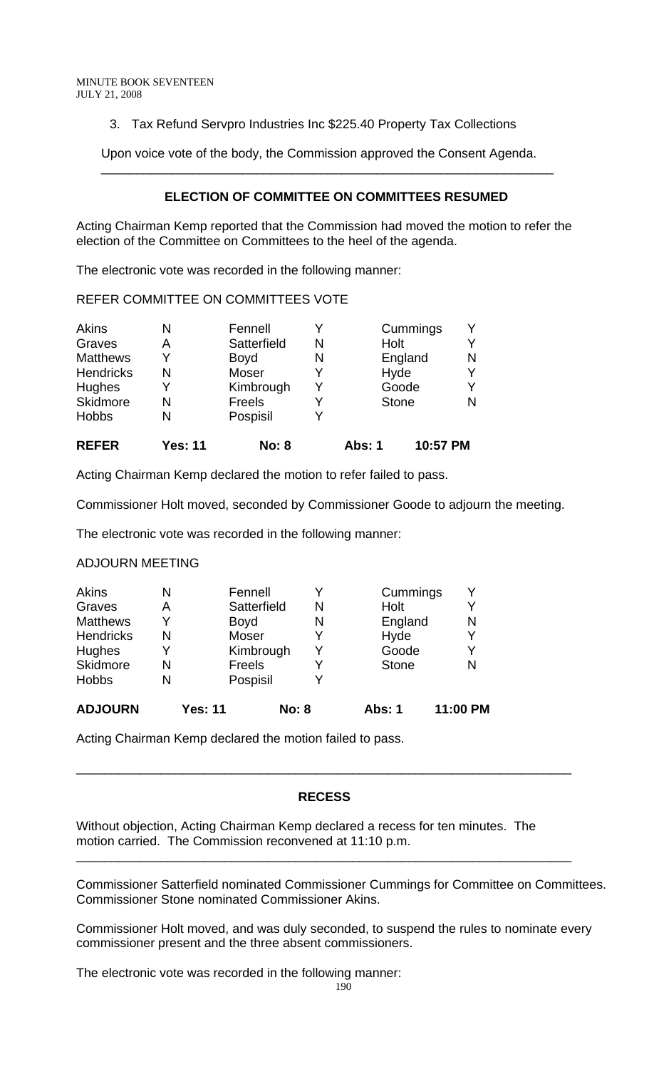3. Tax Refund Servpro Industries Inc $225.40 Property Tax Collections

Upon voice vote of the body, the Commission approved the Consent Agenda.

---

## ELECTION OF COMMITTEE ON COMMITTEES RESUMED

Acting Chairman Kemp reported that the Commission had moved the motion to refer the election of the Committee on Committees to the heel of the agenda.

The electronic vote was recorded in the following manner:

REFER COMMITTEE ON COMMITTEES VOTE

| | | | | | |
|---|---|---|---|---|---|
| Akins | N | Fennell | Y | Cummings | Y |
| Graves | A | Satterfield | N | Holt | Y |
| Matthews | Y | Boyd | N | England | N |
| Hendricks | N | Moser | Y | Hyde | Y |
| Hughes | Y | Kimbrough | Y | Goode | Y |
| Skidmore | N | Freels | Y | Stone | N |
| Hobbs | N | Pospisil | Y | | |
| **REFER** | **Yes: 11** | **No: 8** | | **Abs: 1** | **10:57 PM** |

Acting Chairman Kemp declared the motion to refer failed to pass.

Commissioner Holt moved, seconded by Commissioner Goode to adjourn the meeting.

The electronic vote was recorded in the following manner:

ADJOURN MEETING

| | | | | | |
|---|---|---|---|---|---|
| Akins | N | Fennell | Y | Cummings | Y |
| Graves | A | Satterfield | N | Holt | Y |
| Matthews | Y | Boyd | N | England | N |
| Hendricks | N | Moser | Y | Hyde | Y |
| Hughes | Y | Kimbrough | Y | Goode | Y |
| Skidmore | N | Freels | Y | Stone | N |
| Hobbs | N | Pospisil | Y | | |
| **ADJOURN** | **Yes: 11** | **No: 8** | | **Abs: 1** | **11:00 PM** |

Acting Chairman Kemp declared the motion failed to pass.

---

## RECESS

Without objection, Acting Chairman Kemp declared a recess for ten minutes. The motion carried. The Commission reconvened at 11:10 p.m.

---

Commissioner Satterfield nominated Commissioner Cummings for Committee on Committees. Commissioner Stone nominated Commissioner Akins.

Commissioner Holt moved, and was duly seconded, to suspend the rules to nominate every commissioner present and the three absent commissioners.

The electronic vote was recorded in the following manner: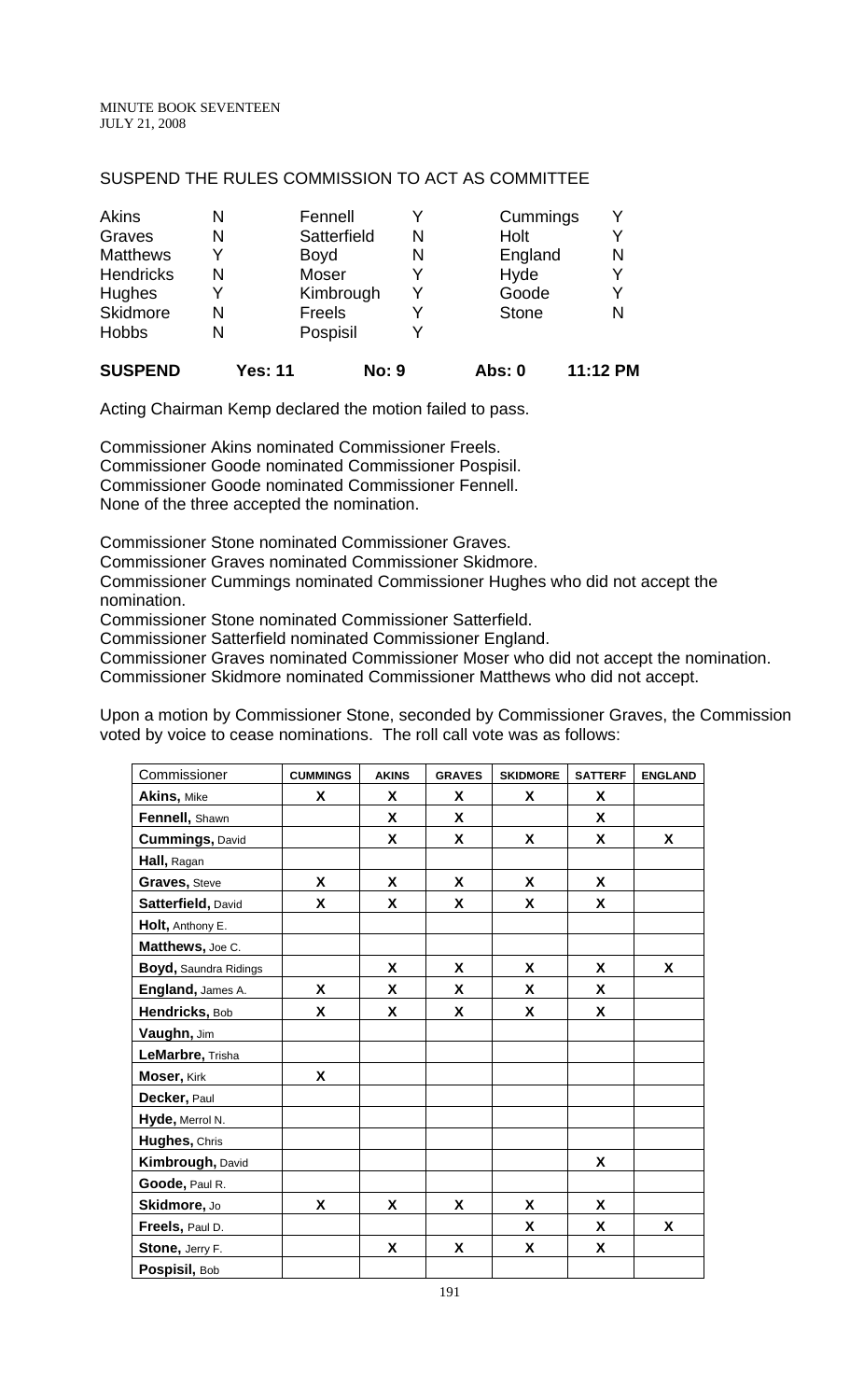## SUSPEND THE RULES COMMISSION TO ACT AS COMMITTEE

| | | | | | |
|---|---|---|---|---|---|
| Akins | N | Fennell | Y | Cummings | Y |
| Graves | N | Satterfield | N | Holt | Y |
| Matthews | Y | Boyd | N | England | N |
| Hendricks | N | Moser | Y | Hyde | Y |
| Hughes | Y | Kimbrough | Y | Goode | Y |
| Skidmore | N | Freels | Y | Stone | N |
| Hobbs | N | Pospisil | Y | | |

**SUSPEND** **Yes: 11** **No: 9** **Abs: 0** **11:12 PM**

Acting Chairman Kemp declared the motion failed to pass.

Commissioner Akins nominated Commissioner Freels.
Commissioner Goode nominated Commissioner Pospisil.
Commissioner Goode nominated Commissioner Fennell.
None of the three accepted the nomination.

Commissioner Stone nominated Commissioner Graves.
Commissioner Graves nominated Commissioner Skidmore.
Commissioner Cummings nominated Commissioner Hughes who did not accept the nomination.
Commissioner Stone nominated Commissioner Satterfield.
Commissioner Satterfield nominated Commissioner England.
Commissioner Graves nominated Commissioner Moser who did not accept the nomination.
Commissioner Skidmore nominated Commissioner Matthews who did not accept.

Upon a motion by Commissioner Stone, seconded by Commissioner Graves, the Commission voted by voice to cease nominations. The roll call vote was as follows:

| Commissioner | CUMMINGS | AKINS | GRAVES | SKIDMORE | SATTERF | ENGLAND |
|---|---|---|---|---|---|---|
| **Akins,** Mike | X | X | X | X | X | |
| **Fennell,** Shawn | | X | X | | X | |
| **Cummings,** David | | X | X | X | X | X |
| **Hall,** Ragan | | | | | | |
| **Graves,** Steve | X | X | X | X | X | |
| **Satterfield,** David | X | X | X | X | X | |
| **Holt,** Anthony E. | | | | | | |
| **Matthews,** Joe C. | | | | | | |
| **Boyd,** Saundra Ridings | | X | X | X | X | X |
| **England,** James A. | X | X | X | X | X | |
| **Hendricks,** Bob | X | X | X | X | X | |
| **Vaughn,** Jim | | | | | | |
| **LeMarbre,** Trisha | | | | | | |
| **Moser,** Kirk | X | | | | | |
| **Decker,** Paul | | | | | | |
| **Hyde,** Merrol N. | | | | | | |
| **Hughes,** Chris | | | | | | |
| **Kimbrough,** David | | | | | X | |
| **Goode,** Paul R. | | | | | | |
| **Skidmore,** Jo | X | X | X | X | X | |
| **Freels,** Paul D. | | | | X | X | X |
| **Stone,** Jerry F. | | X | X | X | X | |
| **Pospisil,** Bob | | | | | | |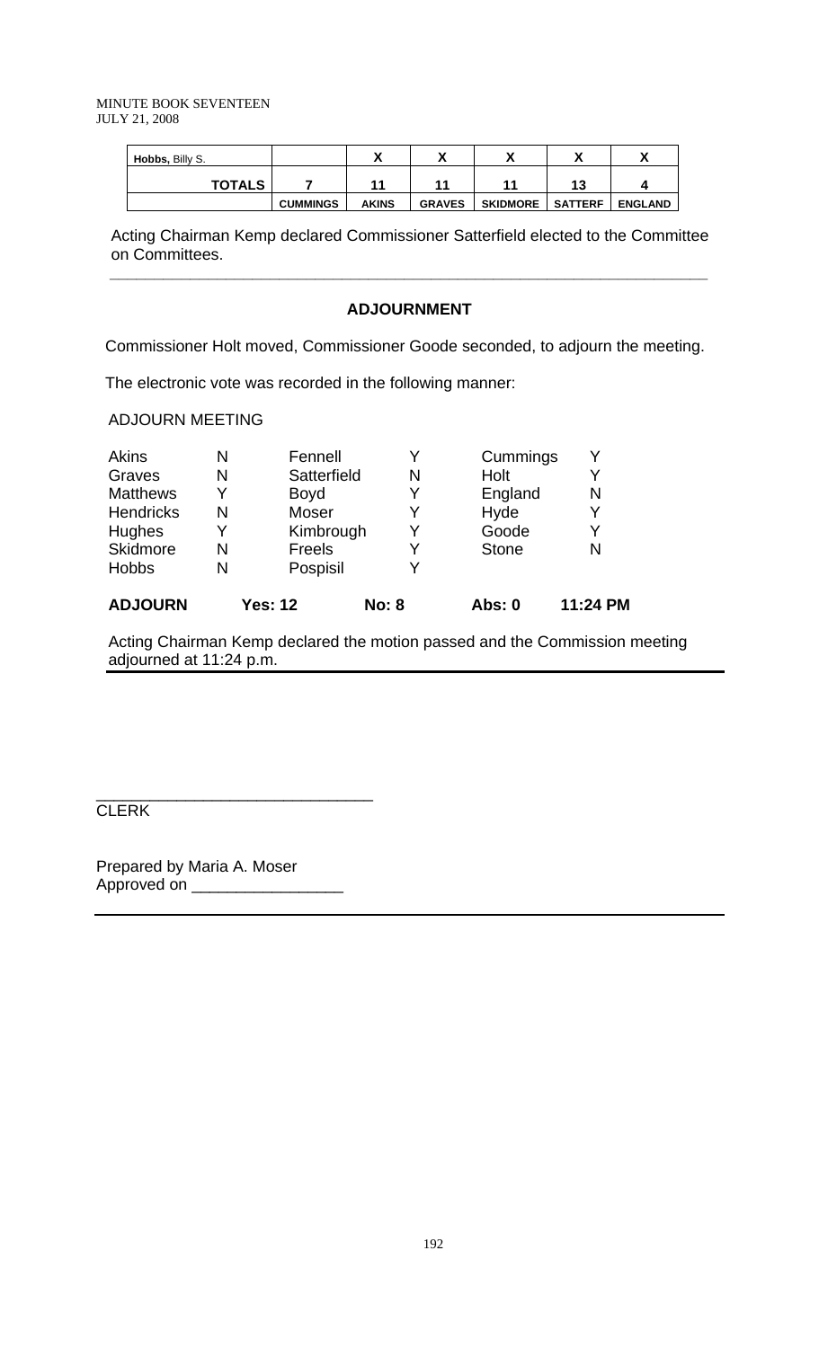| | | | | | | |
|---|---|---|---|---|---|---|
| **Hobbs,** Billy S. | | X | X | X | X | X |
| **TOTALS** | 7 | 11 | 11 | 11 | 13 | 4 |
| | CUMMINGS | AKINS | GRAVES | SKIDMORE | SATTERF | ENGLAND |

Acting Chairman Kemp declared Commissioner Satterfield elected to the Committee on Committees.

---

## ADJOURNMENT

Commissioner Holt moved, Commissioner Goode seconded, to adjourn the meeting.

The electronic vote was recorded in the following manner:

ADJOURN MEETING

| | | | | | |
|---|---|---|---|---|---|
| Akins | N | Fennell | Y | Cummings | Y |
| Graves | N | Satterfield | N | Holt | Y |
| Matthews | Y | Boyd | Y | England | N |
| Hendricks | N | Moser | Y | Hyde | Y |
| Hughes | Y | Kimbrough | Y | Goode | Y |
| Skidmore | N | Freels | Y | Stone | N |
| Hobbs | N | Pospisil | Y | | |

**ADJOURN** Yes: 12 No: 8 Abs: 0 11:24 PM

Acting Chairman Kemp declared the motion passed and the Commission meeting adjourned at 11:24 p.m.

---

\_\_\_\_\_\_\_\_\_\_\_\_\_\_\_\_\_\_\_\_\_\_\_\_\_\_\_\_\_\_
CLERK

Prepared by Maria A. Moser
Approved on \_\_\_\_\_\_\_\_\_\_\_\_\_\_\_\_